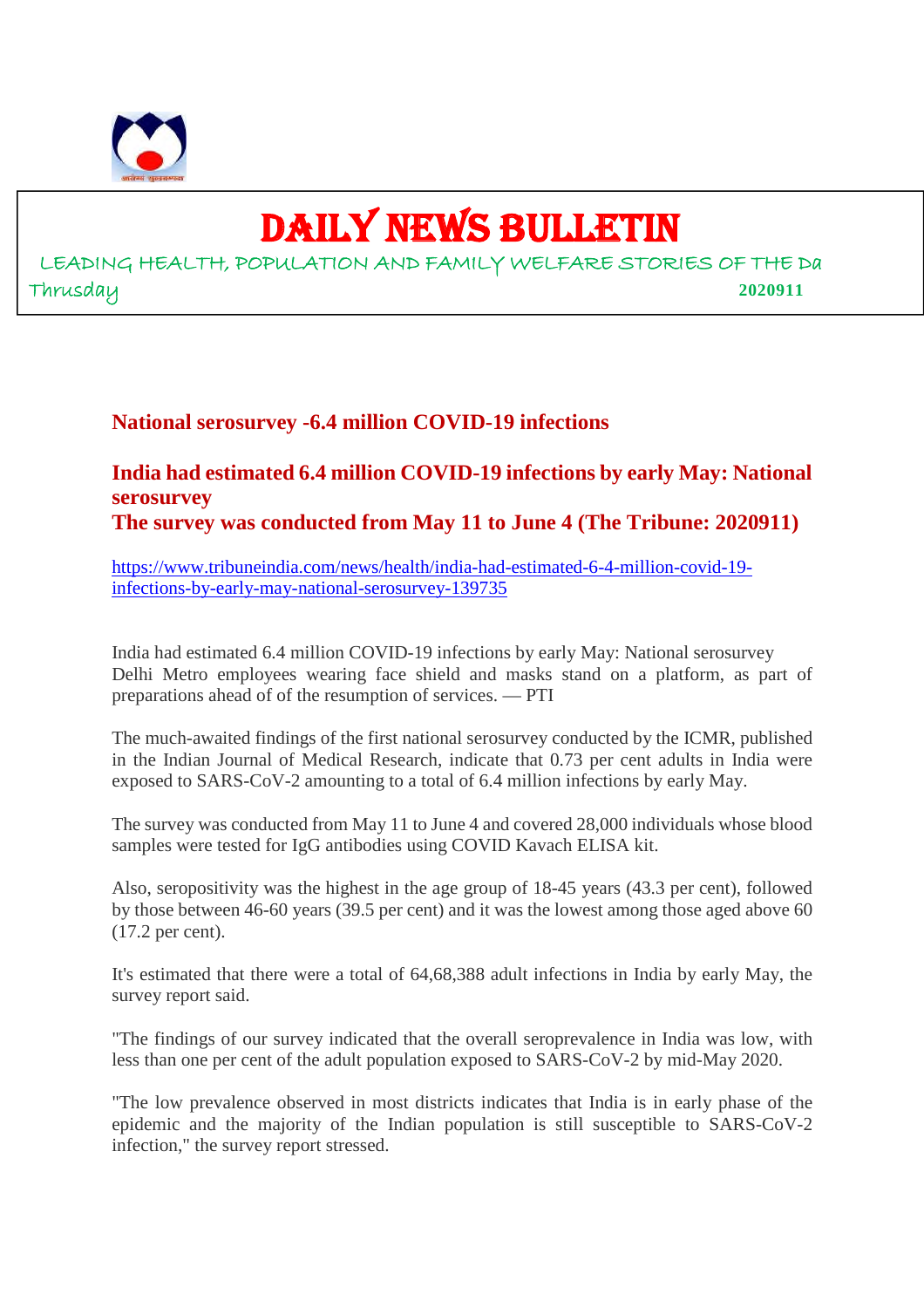# DAILY NEWS BULLETIN

LEADING HEALTH, POPULATION AND FAMILY WELFARE STORIES OF THE Da

Thrusday **2020911**

## National serosurvey -6.4 million COVID-19 infections

### India had estimated 6.4 million COVID-19 infections by early May: National serosurvey

### The survey was conducted from May 11 to June 4 (The Tribune: 2020911)

https://www.tribuneindia.com/news/health/india-had-estimated-6-4-million-covid-19-infections-by-early-may-national-serosurvey-139735

India had estimated 6.4 million COVID-19 infections by early May: National serosurvey
Delhi Metro employees wearing face shield and masks stand on a platform, as part of preparations ahead of of the resumption of services. — PTI

The much-awaited findings of the first national serosurvey conducted by the ICMR, published in the Indian Journal of Medical Research, indicate that 0.73 per cent adults in India were exposed to SARS-CoV-2 amounting to a total of 6.4 million infections by early May.

The survey was conducted from May 11 to June 4 and covered 28,000 individuals whose blood samples were tested for IgG antibodies using COVID Kavach ELISA kit.

Also, seropositivity was the highest in the age group of 18-45 years (43.3 per cent), followed by those between 46-60 years (39.5 per cent) and it was the lowest among those aged above 60 (17.2 per cent).

It's estimated that there were a total of 64,68,388 adult infections in India by early May, the survey report said.

"The findings of our survey indicated that the overall seroprevalence in India was low, with less than one per cent of the adult population exposed to SARS-CoV-2 by mid-May 2020.

"The low prevalence observed in most districts indicates that India is in early phase of the epidemic and the majority of the Indian population is still susceptible to SARS-CoV-2 infection," the survey report stressed.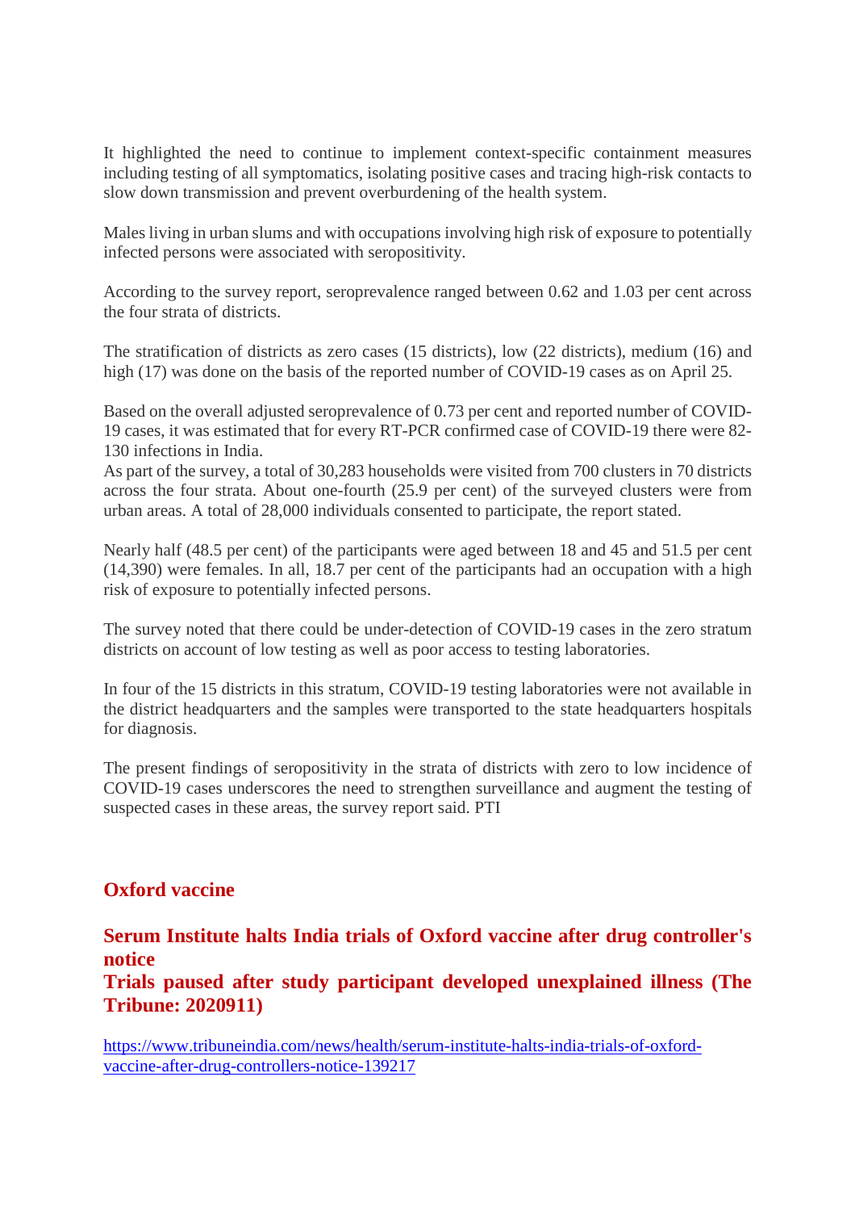It highlighted the need to continue to implement context-specific containment measures including testing of all symptomatics, isolating positive cases and tracing high-risk contacts to slow down transmission and prevent overburdening of the health system.

Males living in urban slums and with occupations involving high risk of exposure to potentially infected persons were associated with seropositivity.

According to the survey report, seroprevalence ranged between 0.62 and 1.03 per cent across the four strata of districts.

The stratification of districts as zero cases (15 districts), low (22 districts), medium (16) and high (17) was done on the basis of the reported number of COVID-19 cases as on April 25.

Based on the overall adjusted seroprevalence of 0.73 per cent and reported number of COVID-19 cases, it was estimated that for every RT-PCR confirmed case of COVID-19 there were 82-130 infections in India.
As part of the survey, a total of 30,283 households were visited from 700 clusters in 70 districts across the four strata. About one-fourth (25.9 per cent) of the surveyed clusters were from urban areas. A total of 28,000 individuals consented to participate, the report stated.

Nearly half (48.5 per cent) of the participants were aged between 18 and 45 and 51.5 per cent (14,390) were females. In all, 18.7 per cent of the participants had an occupation with a high risk of exposure to potentially infected persons.

The survey noted that there could be under-detection of COVID-19 cases in the zero stratum districts on account of low testing as well as poor access to testing laboratories.

In four of the 15 districts in this stratum, COVID-19 testing laboratories were not available in the district headquarters and the samples were transported to the state headquarters hospitals for diagnosis.

The present findings of seropositivity in the strata of districts with zero to low incidence of COVID-19 cases underscores the need to strengthen surveillance and augment the testing of suspected cases in these areas, the survey report said. PTI

## Oxford vaccine

### Serum Institute halts India trials of Oxford vaccine after drug controller's notice
### Trials paused after study participant developed unexplained illness (The Tribune: 2020911)

https://www.tribuneindia.com/news/health/serum-institute-halts-india-trials-of-oxford-vaccine-after-drug-controllers-notice-139217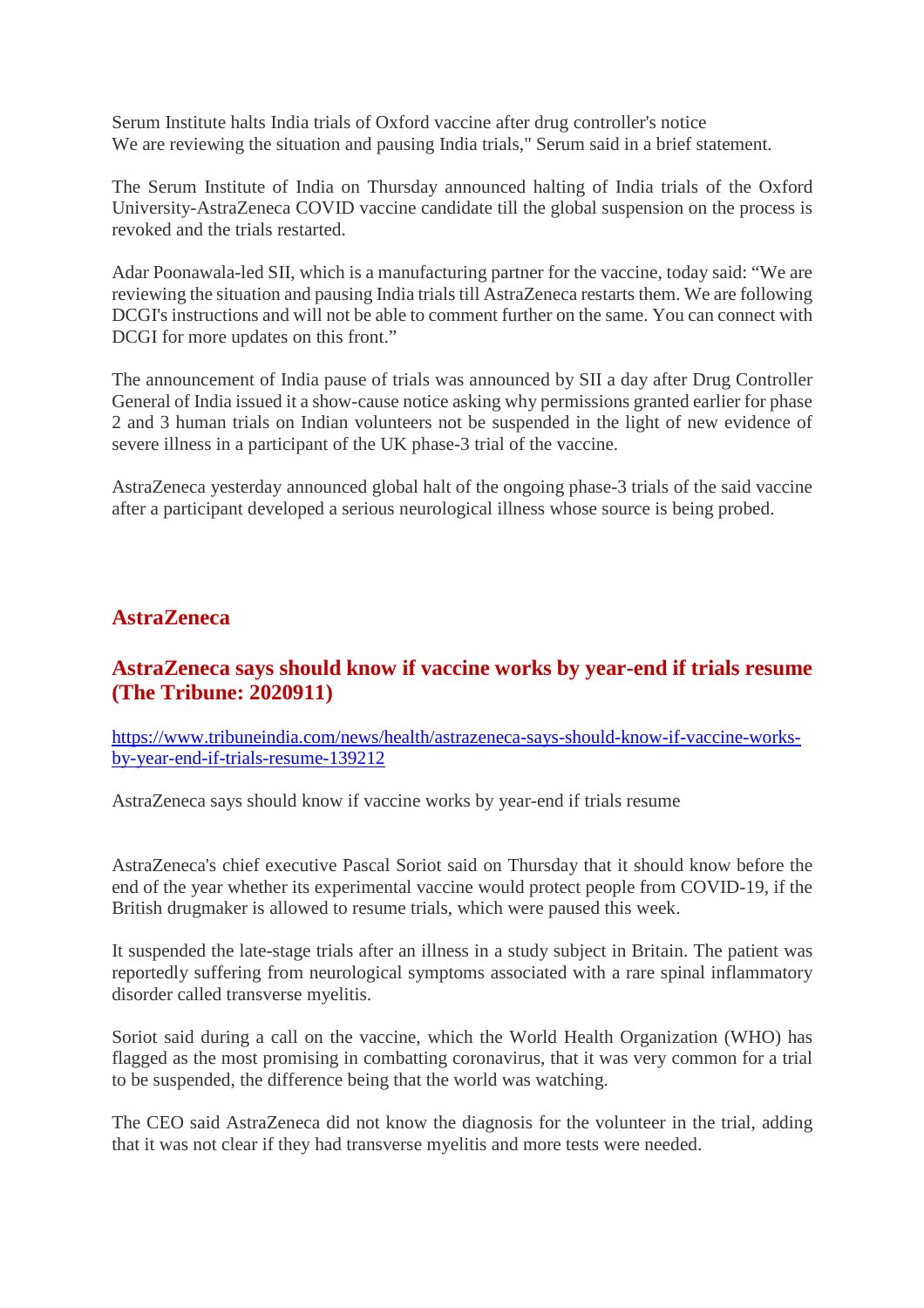Serum Institute halts India trials of Oxford vaccine after drug controller's notice
We are reviewing the situation and pausing India trials," Serum said in a brief statement.

The Serum Institute of India on Thursday announced halting of India trials of the Oxford University-AstraZeneca COVID vaccine candidate till the global suspension on the process is revoked and the trials restarted.

Adar Poonawala-led SII, which is a manufacturing partner for the vaccine, today said: “We are reviewing the situation and pausing India trials till AstraZeneca restarts them. We are following DCGI's instructions and will not be able to comment further on the same. You can connect with DCGI for more updates on this front.”

The announcement of India pause of trials was announced by SII a day after Drug Controller General of India issued it a show-cause notice asking why permissions granted earlier for phase 2 and 3 human trials on Indian volunteers not be suspended in the light of new evidence of severe illness in a participant of the UK phase-3 trial of the vaccine.

AstraZeneca yesterday announced global halt of the ongoing phase-3 trials of the said vaccine after a participant developed a serious neurological illness whose source is being probed.

## AstraZeneca

### AstraZeneca says should know if vaccine works by year-end if trials resume (The Tribune: 2020911)

https://www.tribuneindia.com/news/health/astrazeneca-says-should-know-if-vaccine-works-by-year-end-if-trials-resume-139212

AstraZeneca says should know if vaccine works by year-end if trials resume

AstraZeneca's chief executive Pascal Soriot said on Thursday that it should know before the end of the year whether its experimental vaccine would protect people from COVID-19, if the British drugmaker is allowed to resume trials, which were paused this week.

It suspended the late-stage trials after an illness in a study subject in Britain. The patient was reportedly suffering from neurological symptoms associated with a rare spinal inflammatory disorder called transverse myelitis.

Soriot said during a call on the vaccine, which the World Health Organization (WHO) has flagged as the most promising in combatting coronavirus, that it was very common for a trial to be suspended, the difference being that the world was watching.

The CEO said AstraZeneca did not know the diagnosis for the volunteer in the trial, adding that it was not clear if they had transverse myelitis and more tests were needed.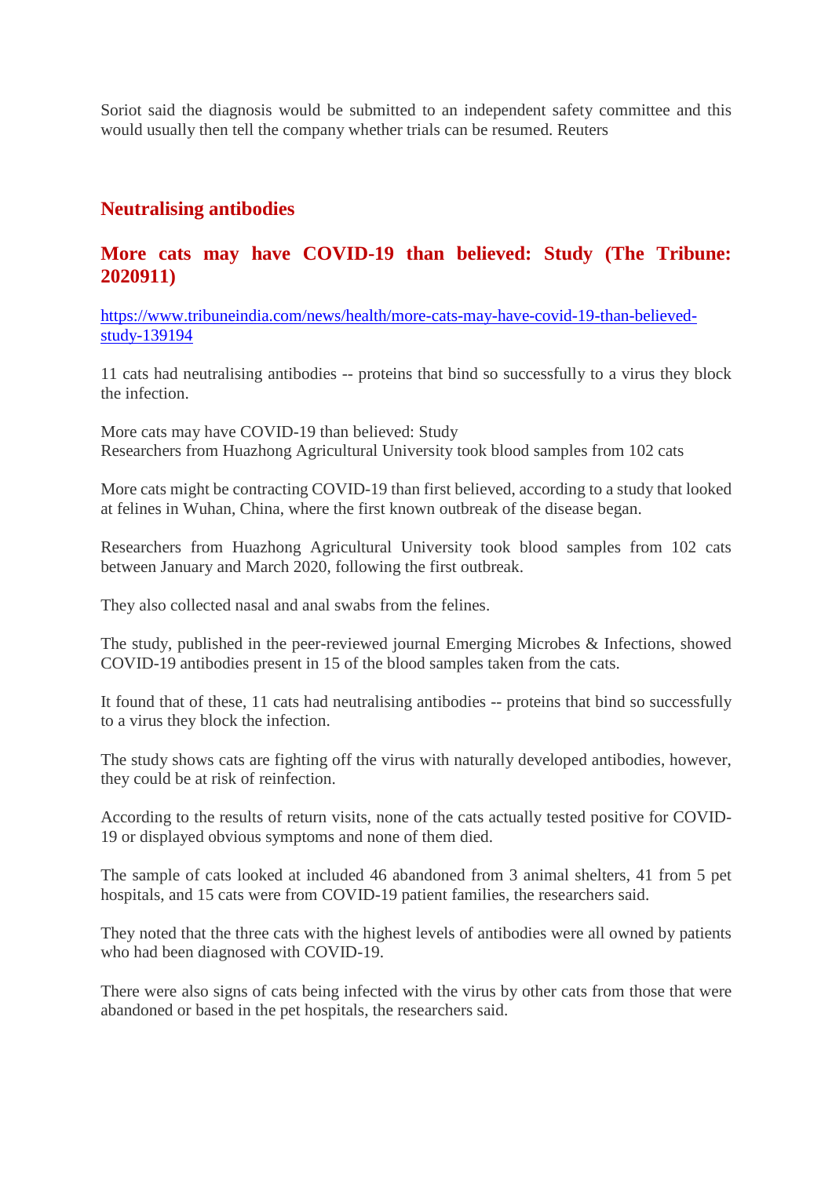Soriot said the diagnosis would be submitted to an independent safety committee and this would usually then tell the company whether trials can be resumed. Reuters

## Neutralising antibodies

## More cats may have COVID-19 than believed: Study (The Tribune: 2020911)

https://www.tribuneindia.com/news/health/more-cats-may-have-covid-19-than-believed-study-139194

11 cats had neutralising antibodies -- proteins that bind so successfully to a virus they block the infection.

More cats may have COVID-19 than believed: Study
Researchers from Huazhong Agricultural University took blood samples from 102 cats

More cats might be contracting COVID-19 than first believed, according to a study that looked at felines in Wuhan, China, where the first known outbreak of the disease began.

Researchers from Huazhong Agricultural University took blood samples from 102 cats between January and March 2020, following the first outbreak.

They also collected nasal and anal swabs from the felines.

The study, published in the peer-reviewed journal Emerging Microbes & Infections, showed COVID-19 antibodies present in 15 of the blood samples taken from the cats.

It found that of these, 11 cats had neutralising antibodies -- proteins that bind so successfully to a virus they block the infection.

The study shows cats are fighting off the virus with naturally developed antibodies, however, they could be at risk of reinfection.

According to the results of return visits, none of the cats actually tested positive for COVID-19 or displayed obvious symptoms and none of them died.

The sample of cats looked at included 46 abandoned from 3 animal shelters, 41 from 5 pet hospitals, and 15 cats were from COVID-19 patient families, the researchers said.

They noted that the three cats with the highest levels of antibodies were all owned by patients who had been diagnosed with COVID-19.

There were also signs of cats being infected with the virus by other cats from those that were abandoned or based in the pet hospitals, the researchers said.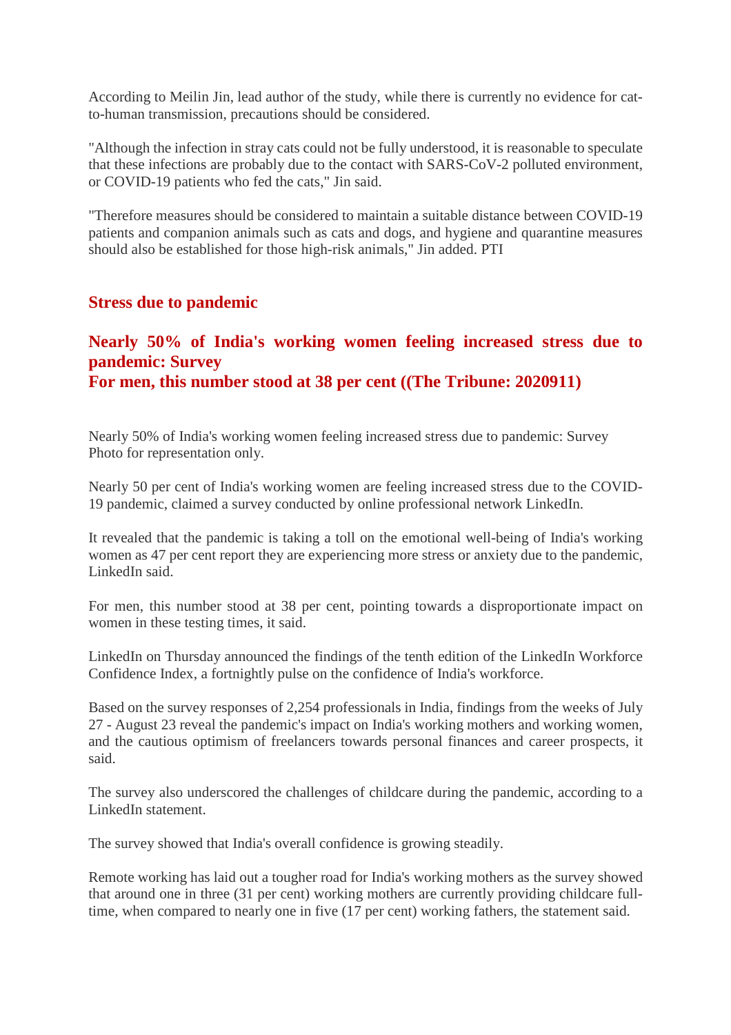According to Meilin Jin, lead author of the study, while there is currently no evidence for cat-to-human transmission, precautions should be considered.

"Although the infection in stray cats could not be fully understood, it is reasonable to speculate that these infections are probably due to the contact with SARS-CoV-2 polluted environment, or COVID-19 patients who fed the cats," Jin said.

"Therefore measures should be considered to maintain a suitable distance between COVID-19 patients and companion animals such as cats and dogs, and hygiene and quarantine measures should also be established for those high-risk animals," Jin added. PTI

## Stress due to pandemic

## Nearly 50% of India's working women feeling increased stress due to pandemic: Survey
## For men, this number stood at 38 per cent ((The Tribune: 2020911)

Nearly 50% of India's working women feeling increased stress due to pandemic: Survey
Photo for representation only.

Nearly 50 per cent of India's working women are feeling increased stress due to the COVID-19 pandemic, claimed a survey conducted by online professional network LinkedIn.

It revealed that the pandemic is taking a toll on the emotional well-being of India's working women as 47 per cent report they are experiencing more stress or anxiety due to the pandemic, LinkedIn said.

For men, this number stood at 38 per cent, pointing towards a disproportionate impact on women in these testing times, it said.

LinkedIn on Thursday announced the findings of the tenth edition of the LinkedIn Workforce Confidence Index, a fortnightly pulse on the confidence of India's workforce.

Based on the survey responses of 2,254 professionals in India, findings from the weeks of July 27 - August 23 reveal the pandemic's impact on India's working mothers and working women, and the cautious optimism of freelancers towards personal finances and career prospects, it said.

The survey also underscored the challenges of childcare during the pandemic, according to a LinkedIn statement.

The survey showed that India's overall confidence is growing steadily.

Remote working has laid out a tougher road for India's working mothers as the survey showed that around one in three (31 per cent) working mothers are currently providing childcare full-time, when compared to nearly one in five (17 per cent) working fathers, the statement said.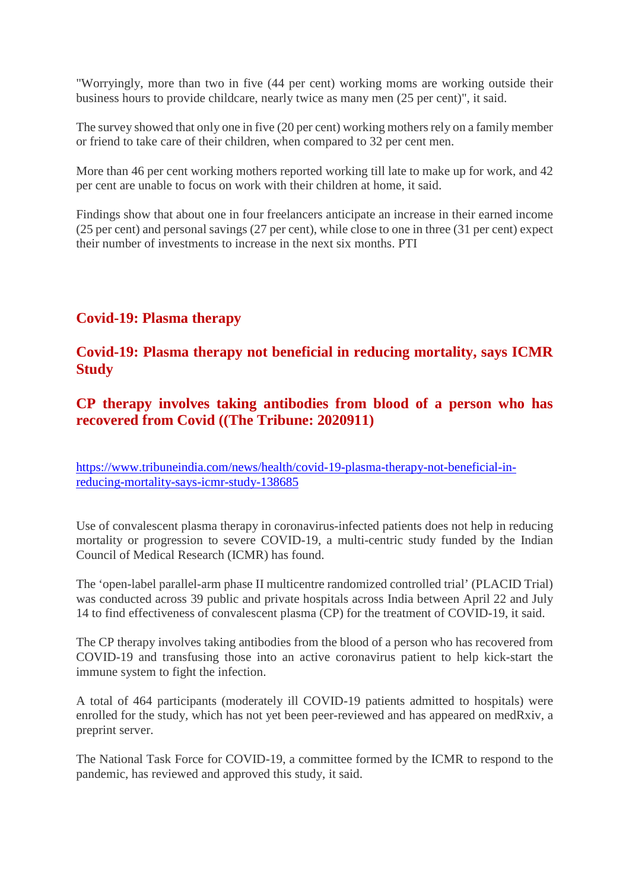"Worryingly, more than two in five (44 per cent) working moms are working outside their business hours to provide childcare, nearly twice as many men (25 per cent)", it said.

The survey showed that only one in five (20 per cent) working mothers rely on a family member or friend to take care of their children, when compared to 32 per cent men.

More than 46 per cent working mothers reported working till late to make up for work, and 42 per cent are unable to focus on work with their children at home, it said.

Findings show that about one in four freelancers anticipate an increase in their earned income (25 per cent) and personal savings (27 per cent), while close to one in three (31 per cent) expect their number of investments to increase in the next six months. PTI

## Covid-19: Plasma therapy

## Covid-19: Plasma therapy not beneficial in reducing mortality, says ICMR Study

## CP therapy involves taking antibodies from blood of a person who has recovered from Covid ((The Tribune: 2020911)

https://www.tribuneindia.com/news/health/covid-19-plasma-therapy-not-beneficial-in-reducing-mortality-says-icmr-study-138685

Use of convalescent plasma therapy in coronavirus-infected patients does not help in reducing mortality or progression to severe COVID-19, a multi-centric study funded by the Indian Council of Medical Research (ICMR) has found.

The 'open-label parallel-arm phase II multicentre randomized controlled trial' (PLACID Trial) was conducted across 39 public and private hospitals across India between April 22 and July 14 to find effectiveness of convalescent plasma (CP) for the treatment of COVID-19, it said.

The CP therapy involves taking antibodies from the blood of a person who has recovered from COVID-19 and transfusing those into an active coronavirus patient to help kick-start the immune system to fight the infection.

A total of 464 participants (moderately ill COVID-19 patients admitted to hospitals) were enrolled for the study, which has not yet been peer-reviewed and has appeared on medRxiv, a preprint server.

The National Task Force for COVID-19, a committee formed by the ICMR to respond to the pandemic, has reviewed and approved this study, it said.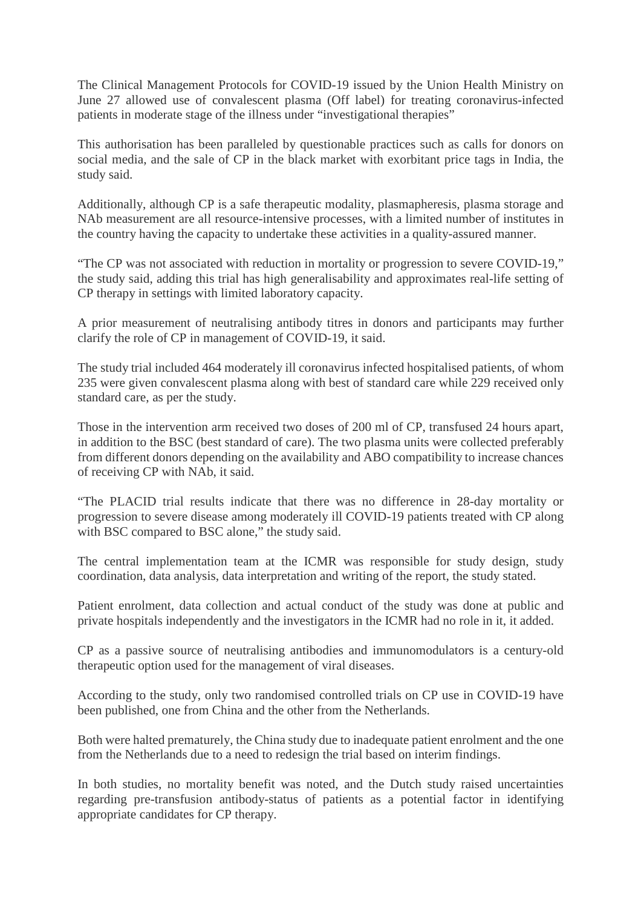The Clinical Management Protocols for COVID-19 issued by the Union Health Ministry on June 27 allowed use of convalescent plasma (Off label) for treating coronavirus-infected patients in moderate stage of the illness under "investigational therapies"

This authorisation has been paralleled by questionable practices such as calls for donors on social media, and the sale of CP in the black market with exorbitant price tags in India, the study said.

Additionally, although CP is a safe therapeutic modality, plasmapheresis, plasma storage and NAb measurement are all resource-intensive processes, with a limited number of institutes in the country having the capacity to undertake these activities in a quality-assured manner.

"The CP was not associated with reduction in mortality or progression to severe COVID-19," the study said, adding this trial has high generalisability and approximates real-life setting of CP therapy in settings with limited laboratory capacity.

A prior measurement of neutralising antibody titres in donors and participants may further clarify the role of CP in management of COVID-19, it said.

The study trial included 464 moderately ill coronavirus infected hospitalised patients, of whom 235 were given convalescent plasma along with best of standard care while 229 received only standard care, as per the study.

Those in the intervention arm received two doses of 200 ml of CP, transfused 24 hours apart, in addition to the BSC (best standard of care). The two plasma units were collected preferably from different donors depending on the availability and ABO compatibility to increase chances of receiving CP with NAb, it said.

"The PLACID trial results indicate that there was no difference in 28-day mortality or progression to severe disease among moderately ill COVID-19 patients treated with CP along with BSC compared to BSC alone," the study said.

The central implementation team at the ICMR was responsible for study design, study coordination, data analysis, data interpretation and writing of the report, the study stated.

Patient enrolment, data collection and actual conduct of the study was done at public and private hospitals independently and the investigators in the ICMR had no role in it, it added.

CP as a passive source of neutralising antibodies and immunomodulators is a century-old therapeutic option used for the management of viral diseases.

According to the study, only two randomised controlled trials on CP use in COVID-19 have been published, one from China and the other from the Netherlands.

Both were halted prematurely, the China study due to inadequate patient enrolment and the one from the Netherlands due to a need to redesign the trial based on interim findings.

In both studies, no mortality benefit was noted, and the Dutch study raised uncertainties regarding pre-transfusion antibody-status of patients as a potential factor in identifying appropriate candidates for CP therapy.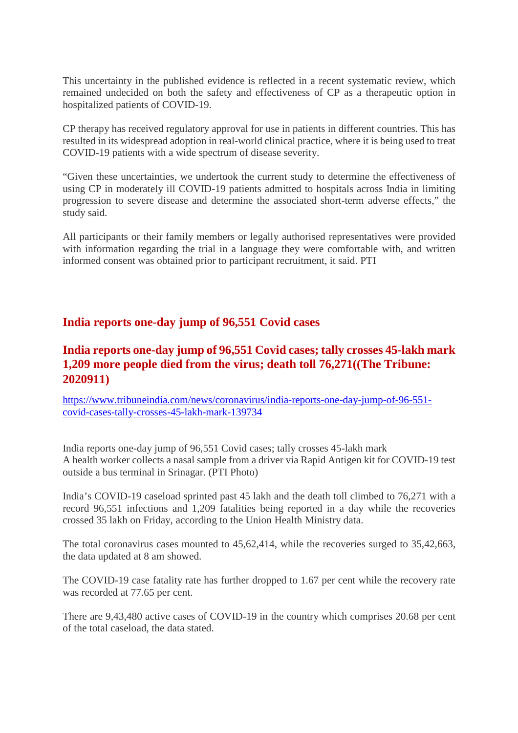This uncertainty in the published evidence is reflected in a recent systematic review, which remained undecided on both the safety and effectiveness of CP as a therapeutic option in hospitalized patients of COVID-19.

CP therapy has received regulatory approval for use in patients in different countries. This has resulted in its widespread adoption in real-world clinical practice, where it is being used to treat COVID-19 patients with a wide spectrum of disease severity.

"Given these uncertainties, we undertook the current study to determine the effectiveness of using CP in moderately ill COVID-19 patients admitted to hospitals across India in limiting progression to severe disease and determine the associated short-term adverse effects," the study said.

All participants or their family members or legally authorised representatives were provided with information regarding the trial in a language they were comfortable with, and written informed consent was obtained prior to participant recruitment, it said. PTI

## India reports one-day jump of 96,551 Covid cases

## India reports one-day jump of 96,551 Covid cases; tally crosses 45-lakh mark 1,209 more people died from the virus; death toll 76,271((The Tribune: 2020911)

https://www.tribuneindia.com/news/coronavirus/india-reports-one-day-jump-of-96-551-covid-cases-tally-crosses-45-lakh-mark-139734

India reports one-day jump of 96,551 Covid cases; tally crosses 45-lakh mark
A health worker collects a nasal sample from a driver via Rapid Antigen kit for COVID-19 test outside a bus terminal in Srinagar. (PTI Photo)

India's COVID-19 caseload sprinted past 45 lakh and the death toll climbed to 76,271 with a record 96,551 infections and 1,209 fatalities being reported in a day while the recoveries crossed 35 lakh on Friday, according to the Union Health Ministry data.

The total coronavirus cases mounted to 45,62,414, while the recoveries surged to 35,42,663, the data updated at 8 am showed.

The COVID-19 case fatality rate has further dropped to 1.67 per cent while the recovery rate was recorded at 77.65 per cent.

There are 9,43,480 active cases of COVID-19 in the country which comprises 20.68 per cent of the total caseload, the data stated.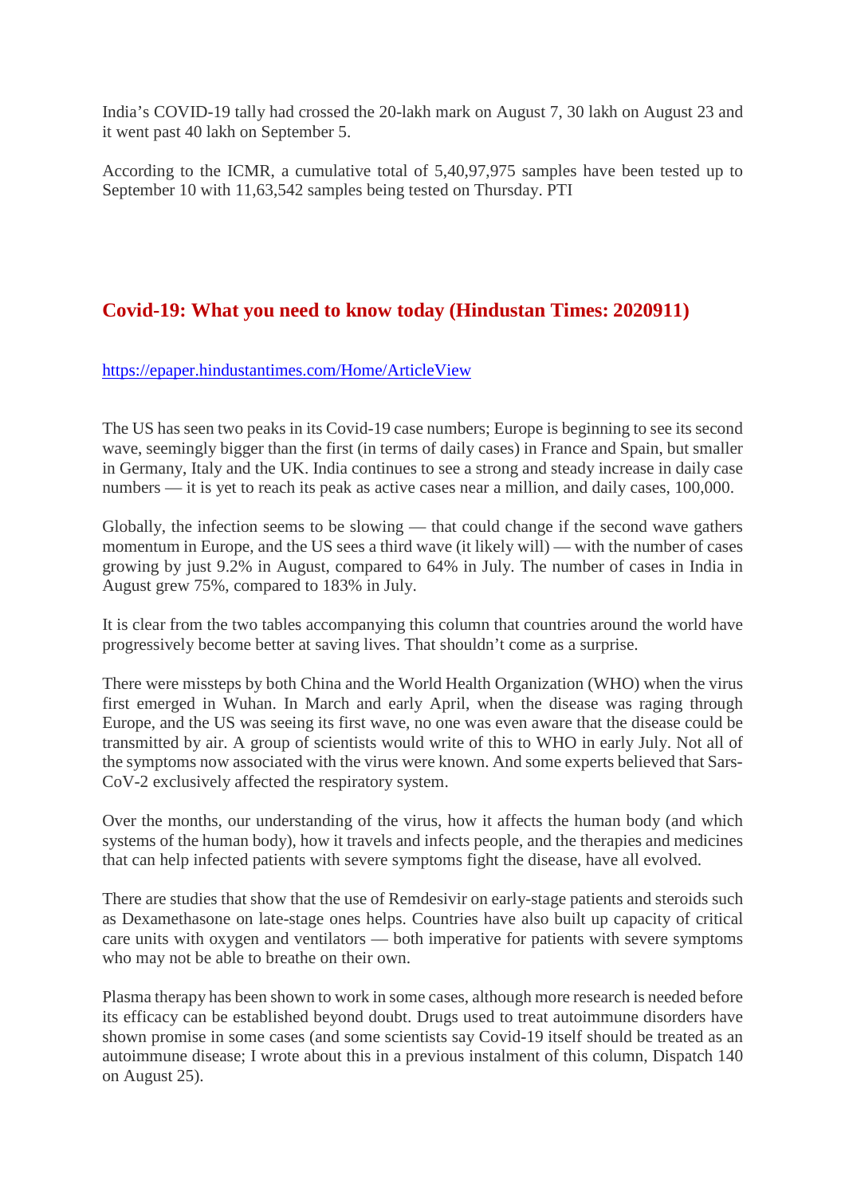India's COVID-19 tally had crossed the 20-lakh mark on August 7, 30 lakh on August 23 and it went past 40 lakh on September 5.

According to the ICMR, a cumulative total of 5,40,97,975 samples have been tested up to September 10 with 11,63,542 samples being tested on Thursday. PTI

## Covid-19: What you need to know today (Hindustan Times: 2020911)

https://epaper.hindustantimes.com/Home/ArticleView

The US has seen two peaks in its Covid-19 case numbers; Europe is beginning to see its second wave, seemingly bigger than the first (in terms of daily cases) in France and Spain, but smaller in Germany, Italy and the UK. India continues to see a strong and steady increase in daily case numbers — it is yet to reach its peak as active cases near a million, and daily cases, 100,000.

Globally, the infection seems to be slowing — that could change if the second wave gathers momentum in Europe, and the US sees a third wave (it likely will) — with the number of cases growing by just 9.2% in August, compared to 64% in July. The number of cases in India in August grew 75%, compared to 183% in July.

It is clear from the two tables accompanying this column that countries around the world have progressively become better at saving lives. That shouldn't come as a surprise.

There were missteps by both China and the World Health Organization (WHO) when the virus first emerged in Wuhan. In March and early April, when the disease was raging through Europe, and the US was seeing its first wave, no one was even aware that the disease could be transmitted by air. A group of scientists would write of this to WHO in early July. Not all of the symptoms now associated with the virus were known. And some experts believed that Sars-CoV-2 exclusively affected the respiratory system.

Over the months, our understanding of the virus, how it affects the human body (and which systems of the human body), how it travels and infects people, and the therapies and medicines that can help infected patients with severe symptoms fight the disease, have all evolved.

There are studies that show that the use of Remdesivir on early-stage patients and steroids such as Dexamethasone on late-stage ones helps. Countries have also built up capacity of critical care units with oxygen and ventilators — both imperative for patients with severe symptoms who may not be able to breathe on their own.

Plasma therapy has been shown to work in some cases, although more research is needed before its efficacy can be established beyond doubt. Drugs used to treat autoimmune disorders have shown promise in some cases (and some scientists say Covid-19 itself should be treated as an autoimmune disease; I wrote about this in a previous instalment of this column, Dispatch 140 on August 25).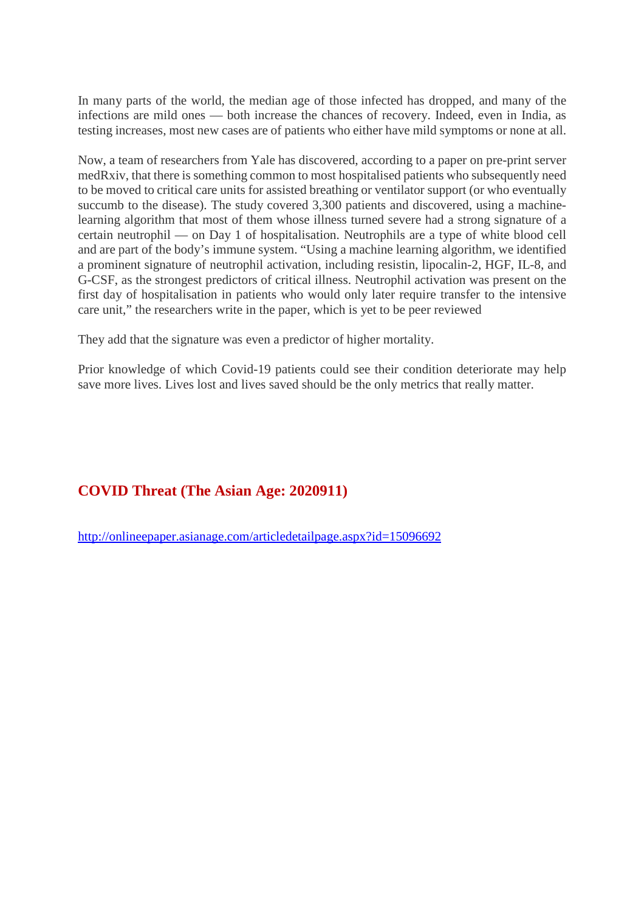In many parts of the world, the median age of those infected has dropped, and many of the infections are mild ones — both increase the chances of recovery. Indeed, even in India, as testing increases, most new cases are of patients who either have mild symptoms or none at all.

Now, a team of researchers from Yale has discovered, according to a paper on pre-print server medRxiv, that there is something common to most hospitalised patients who subsequently need to be moved to critical care units for assisted breathing or ventilator support (or who eventually succumb to the disease). The study covered 3,300 patients and discovered, using a machine-learning algorithm that most of them whose illness turned severe had a strong signature of a certain neutrophil — on Day 1 of hospitalisation. Neutrophils are a type of white blood cell and are part of the body's immune system. "Using a machine learning algorithm, we identified a prominent signature of neutrophil activation, including resistin, lipocalin-2, HGF, IL-8, and G-CSF, as the strongest predictors of critical illness. Neutrophil activation was present on the first day of hospitalisation in patients who would only later require transfer to the intensive care unit," the researchers write in the paper, which is yet to be peer reviewed

They add that the signature was even a predictor of higher mortality.

Prior knowledge of which Covid-19 patients could see their condition deteriorate may help save more lives. Lives lost and lives saved should be the only metrics that really matter.

## COVID Threat (The Asian Age: 2020911)

http://onlineepaper.asianage.com/articledetailpage.aspx?id=15096692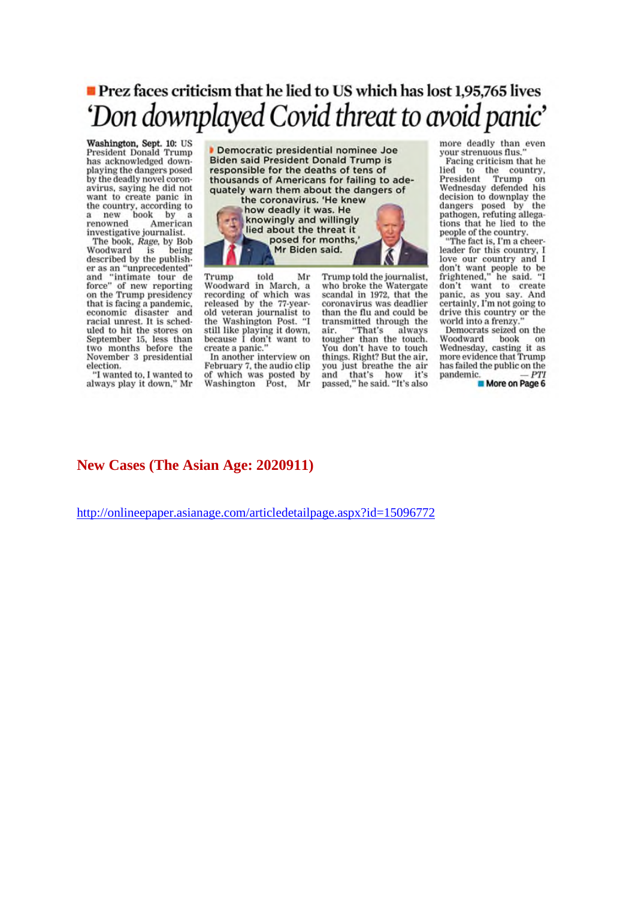## Prez faces criticism that he lied to US which has lost 1,95,765 lives

# 'Don downplayed Covid threat to avoid panic'

**Washington, Sept. 10:** US President Donald Trump has acknowledged downplaying the dangers posed by the deadly novel coronavirus, saying he did not want to create panic in the country, according to a new book by a renowned American investigative journalist.

The book, *Rage*, by Bob Woodward is being described by the publisher as an "unprecedented" and "intimate tour de force" of new reporting on the Trump presidency that is facing a pandemic, economic disaster and racial unrest. It is scheduled to hit the stores on September 15, less than two months before the November 3 presidential election.

"I wanted to, I wanted to always play it down," Mr Trump told Mr Woodward in March, a recording of which was released by the 77-year-old veteran journalist to the Washington Post. "I still like playing it down, because I don't want to create a panic."

In another interview on February 7, the audio clip of which was posted by Washington Post, Mr Trump told the journalist, who broke the Watergate scandal in 1972, that the coronavirus was deadlier than the flu and could be transmitted through the air. "That's always tougher than the touch. You don't have to touch things. Right? But the air, you just breathe the air and that's how it's passed," he said. "It's also more deadly than even your strenuous flus."

Facing criticism that he lied to the country, President Trump on Wednesday defended his decision to downplay the dangers posed by the pathogen, refuting allegations that he lied to the people of the country.

"The fact is, I'm a cheerleader for this country, I love our country and I don't want people to be frightened," he said. "I don't want to create panic, as you say. And certainly, I'm not going to drive this country or the world into a frenzy."

Democrats seized on the Woodward book on Wednesday, casting it as more evidence that Trump has failed the public on the pandemic. — *PTI*

Democratic presidential nominee Joe Biden said President Donald Trump is responsible for the deaths of tens of thousands of Americans for failing to adequately warn them about the dangers of the coronavirus. 'He knew how deadly it was. He knowingly and willingly lied about the threat it posed for months,' Mr Biden said.

More on Page 6

**New Cases (The Asian Age: 2020911)**

http://onlineepaper.asianage.com/articledetailpage.aspx?id=15096772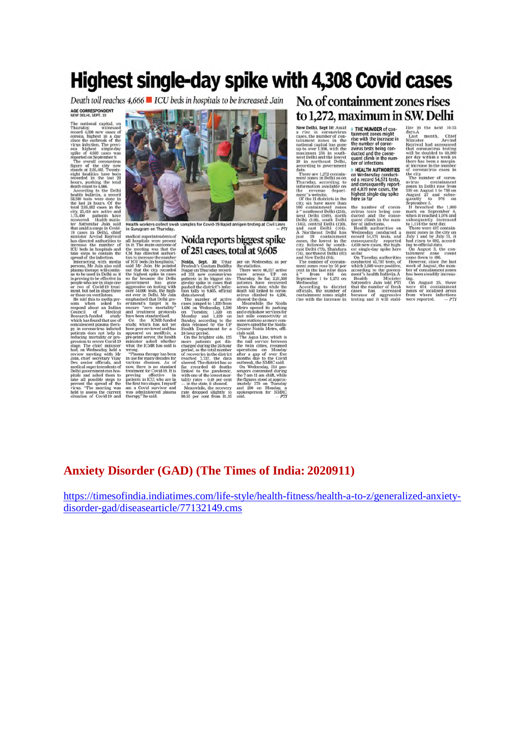# Highest single-day spike with 4,308 Covid cases

*Death toll reaches 4,666 ■ ICU beds in hospitals to be increased: Jain*

AGE CORRESPONDENT
NEW DELHI, SEPT. 10

The national capital, on Thursday, witnessed record 4,308 new cases of corona, highest in a day since the outbreak of the virus infection. The previous highest single-day spike of 4,039 cases was reported on September 9.

The overall coronavirus figure of the city now stands at 2,05,482. Twenty-eight fatalities have been recorded in the last 24 hours, pushing the total death count to 4,666.

According to the Delhi health bulletin, a record 58,340 tests were done in the last 24 hours. Of the total 2,05,482 cases in the city, 25,416 are active and 1,75,400 patients have recovered. Health minister Satyendar Jain said that amid a surge in Covid-19 cases in Delhi, chief minister Arvind Kejriwal has directed authorities to increase the number of ICU beds in hospitals and take steps to contain the spread of the infection.

Interacting with media persons, Mr Jain also said plasma therapy will continue to be used in Delhi as it is proving to be effective in people who are in stage one or two of Covid-19 treatment but not in stage three or those on ventilators.

He told this to media persons when asked to respond about an Indian Council of Medical Research-funded study which has found that use of convalescent plasma therapy in coronavirus infected patients does not help in reducing mortality or progression to severe Covid-19 stage. The chief minister had, on Wednesday, held a review meeting with Mr Jain, chief secretary Vijay Dev, senior officials, and medical superintendents of Delhi government-run hospitals and asked them to take all possible steps to prevent the spread of the virus. "The meeting was held to assess the current situation of Covid-19 and medical superintendents of all hospitals were present in it. The main outcome of the meeting was that the CM has directed authorities to increase the number of ICU beds (in hospitals)," said Mr Jain. He pointed out that the city recorded the highest spike in cases so far because the Delhi government has gone aggressive on testing with over 54,000 tests, the highest ever in Delhi. Mr Jain emphasised that Delhi government's target is to ensure "zero mortality" and treatment protocols have been standardised.

On the ICMR-funded study, which has not yet been peer-reviewed and has appeared on medRxiv, a pre-print server, the health minister asked whether what the ICMR has said is wrong.

"Plasma therapy has been in use for many decades for various diseases. As of now, there is no standard treatment for Covid-19. It is proving effective in patients in ICU, who are in the first two stages. I myself am a Covid survivor and was administered plasma therapy," he said.

Health workers collect swab samples for Covid-19 Rapid antigen testing at Civil Lines in Gurugram on Thursday. — PTI

## Noida reports biggest spike of 251 cases, total at 9,605

Noida, Sept. 10: Uttar Pradesh's Gautam Buddha Nagar on Thursday recorded 251 new coronavirus patients in its biggest single-day spike in cases that pushed the district's infection tally to 9,605, official data showed.

The number of active cases jumped to 1,820 from 1,696 on Wednesday, 1,599 on Tuesday, 1,520 on Monday and 1,429 on Sunday, according to the data released by the UP Health Department for a 24-hour period.

On the brighter side, 125 more patients got discharged during the 24-hour period, as the total number of recoveries in the district reached 7,737, the data showed. The district has so far recorded 48 deaths linked to the pandemic, with one of the lowest mortality rates – 0.49 per cent – in the state, it showed.

Meanwhile, the recovery rate dropped slightly to 80.55 per cent from 81.35 per on Wednesday, as per the statistics.

There were 66,317 active cases across UP on Thursday. So far, 2,21,506 patients have recovered across the state, while the death toll linked to coronavirus climbed to 4,206, showed the data.

Meanwhile, the Noida Metro opened its parking and e-rickshaw services for last mile connectivity at some stations as more commuters opted for the Noida-Greater Noida Metro, officials said.

The Aqua Line, which is the rail service between the twin cities, resumed operations on Monday after a gap of over five months due to the Covid outbreak, the NMRC said.

On Wednesday, 514 passengers commuted during the 7 am-11 am shift, while the figures stood at approximately 370 on Tuesday and 200 on Monday, a spokesperson for NMRC said. — PTI

## No. of containment zones rises to 1,272, maximum in S.W. Delhi

New Delhi, Sept 10: Amid a rise in coronavirus cases, the number of containment zones in the national capital has gone up to over 1,200, with the maximum 234 in south-west Delhi and the lowest 29 in northeast Delhi, according to government data.

There are 1,272 containment zones in Delhi as on Thursday, according to information available on the revenue department's website.

Of the 11 districts in the city, six have more than 100 containment zones – southwest Delhi (234), west Delhi (169), north Delhi (148), south Delhi (145), central Delhi (120), and east Delhi (104). A Northeast Delhi has just 29 containment zones, the lowest in the city, followed by southeast Delhi (73), Shahdara (74), northwest Delhi (82) and New Delhi (94).

The number of containment zones rose by 50 per cent in the last nine days – from 846 on September 1 to 1,272 on Wednesday.

According to district officials, the number of containment zones might rise with the increase in

- **THE NUMBER** of containment zones might rise with the increase in the number of coronavirus tests being conducted and the consequent climb in the number of infections
- **HEALTH AUTHORITIES** on Wednesday conducted a record 54,571 tests, and consequently reported 4,039 new cases, the highest single-day spike here so far

the number of coronavirus tests being conducted and the consequent climb in the number of infections.

Health authorities on Wednesday conducted a record 54,571 tests, and consequently reported 4,039 new cases, the highest single-day spike here so far.

On Tuesday, authorities conducted 45,797 tests, of which 3,609 were positive, according to the government's health bulletin. A Health Minister Satyendra Jain told PTI that the number of fresh cases has increased because of aggressive testing and it will stabilize in the next 10-15 days.

Last month, Chief Minister Arvind Kejriwal had announced that coronavirus testing will be doubled to 40,000 per day within a week as there has been a marginal increase in the number of coronavirus cases in the city.

The number of coronavirus containment zones in Delhi rose from 539 on August 1 to 716 on August 27 and subsequently to 976 on September 3.

It breached the 1,000 mark on September 4, when it reached 1,076 and subsequently increased to 1,114 the next day.

There were 437 containment zones in the city on July 1 and by July 31, it had risen to 692, according to official data.

On August 3, the containment zone count came down to 496.

However, since the last week of August, the number of containment zones has been steadily increasing.

On August 25, there were 654 containment zones or localised areas from where infections were reported. — PTI

## Anxiety Disorder (GAD) (The Times of India: 2020911)

https://timesofindia.indiatimes.com/life-style/health-fitness/health-a-to-z/generalized-anxiety-disorder-gad/diseasearticle/77132149.cms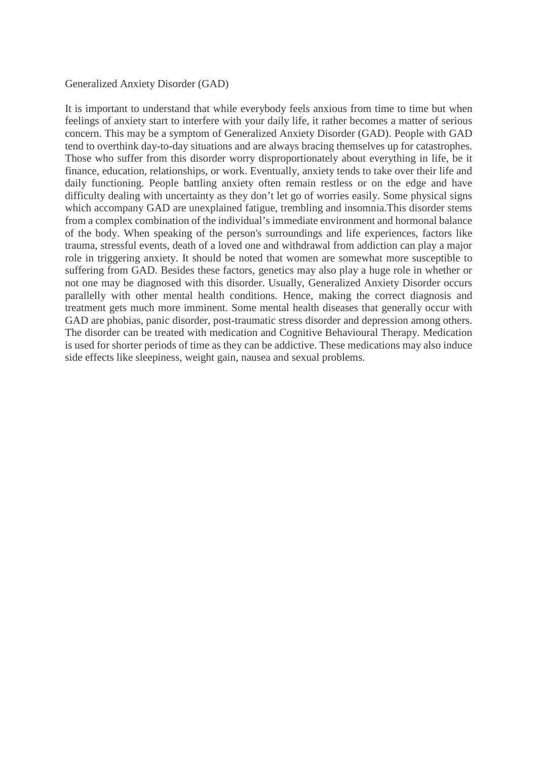# Generalized Anxiety Disorder (GAD)

It is important to understand that while everybody feels anxious from time to time but when feelings of anxiety start to interfere with your daily life, it rather becomes a matter of serious concern. This may be a symptom of Generalized Anxiety Disorder (GAD). People with GAD tend to overthink day-to-day situations and are always bracing themselves up for catastrophes. Those who suffer from this disorder worry disproportionately about everything in life, be it finance, education, relationships, or work. Eventually, anxiety tends to take over their life and daily functioning. People battling anxiety often remain restless or on the edge and have difficulty dealing with uncertainty as they don't let go of worries easily. Some physical signs which accompany GAD are unexplained fatigue, trembling and insomnia.This disorder stems from a complex combination of the individual's immediate environment and hormonal balance of the body. When speaking of the person's surroundings and life experiences, factors like trauma, stressful events, death of a loved one and withdrawal from addiction can play a major role in triggering anxiety. It should be noted that women are somewhat more susceptible to suffering from GAD. Besides these factors, genetics may also play a huge role in whether or not one may be diagnosed with this disorder. Usually, Generalized Anxiety Disorder occurs parallelly with other mental health conditions. Hence, making the correct diagnosis and treatment gets much more imminent. Some mental health diseases that generally occur with GAD are phobias, panic disorder, post-traumatic stress disorder and depression among others. The disorder can be treated with medication and Cognitive Behavioural Therapy. Medication is used for shorter periods of time as they can be addictive. These medications may also induce side effects like sleepiness, weight gain, nausea and sexual problems.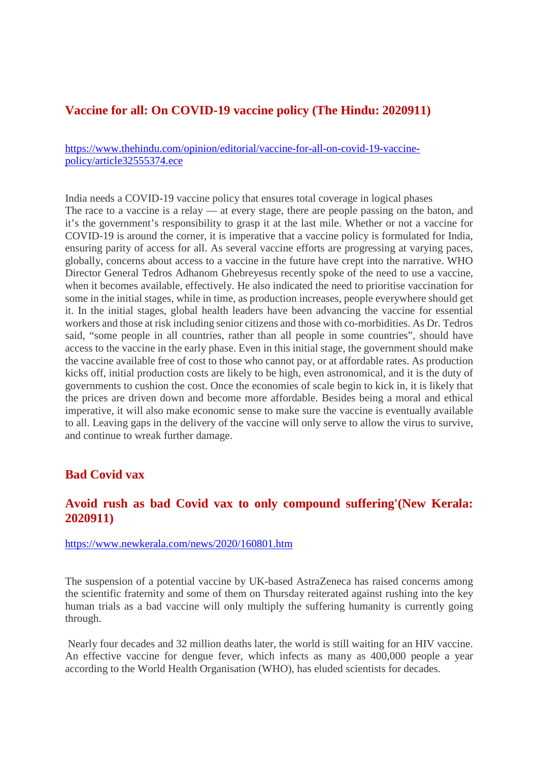## Vaccine for all: On COVID-19 vaccine policy (The Hindu: 2020911)

https://www.thehindu.com/opinion/editorial/vaccine-for-all-on-covid-19-vaccine-policy/article32555374.ece

India needs a COVID-19 vaccine policy that ensures total coverage in logical phases
The race to a vaccine is a relay — at every stage, there are people passing on the baton, and it's the government's responsibility to grasp it at the last mile. Whether or not a vaccine for COVID-19 is around the corner, it is imperative that a vaccine policy is formulated for India, ensuring parity of access for all. As several vaccine efforts are progressing at varying paces, globally, concerns about access to a vaccine in the future have crept into the narrative. WHO Director General Tedros Adhanom Ghebreyesus recently spoke of the need to use a vaccine, when it becomes available, effectively. He also indicated the need to prioritise vaccination for some in the initial stages, while in time, as production increases, people everywhere should get it. In the initial stages, global health leaders have been advancing the vaccine for essential workers and those at risk including senior citizens and those with co-morbidities. As Dr. Tedros said, "some people in all countries, rather than all people in some countries", should have access to the vaccine in the early phase. Even in this initial stage, the government should make the vaccine available free of cost to those who cannot pay, or at affordable rates. As production kicks off, initial production costs are likely to be high, even astronomical, and it is the duty of governments to cushion the cost. Once the economies of scale begin to kick in, it is likely that the prices are driven down and become more affordable. Besides being a moral and ethical imperative, it will also make economic sense to make sure the vaccine is eventually available to all. Leaving gaps in the delivery of the vaccine will only serve to allow the virus to survive, and continue to wreak further damage.

## Bad Covid vax

## Avoid rush as bad Covid vax to only compound suffering'(New Kerala: 2020911)

https://www.newkerala.com/news/2020/160801.htm

The suspension of a potential vaccine by UK-based AstraZeneca has raised concerns among the scientific fraternity and some of them on Thursday reiterated against rushing into the key human trials as a bad vaccine will only multiply the suffering humanity is currently going through.

Nearly four decades and 32 million deaths later, the world is still waiting for an HIV vaccine. An effective vaccine for dengue fever, which infects as many as 400,000 people a year according to the World Health Organisation (WHO), has eluded scientists for decades.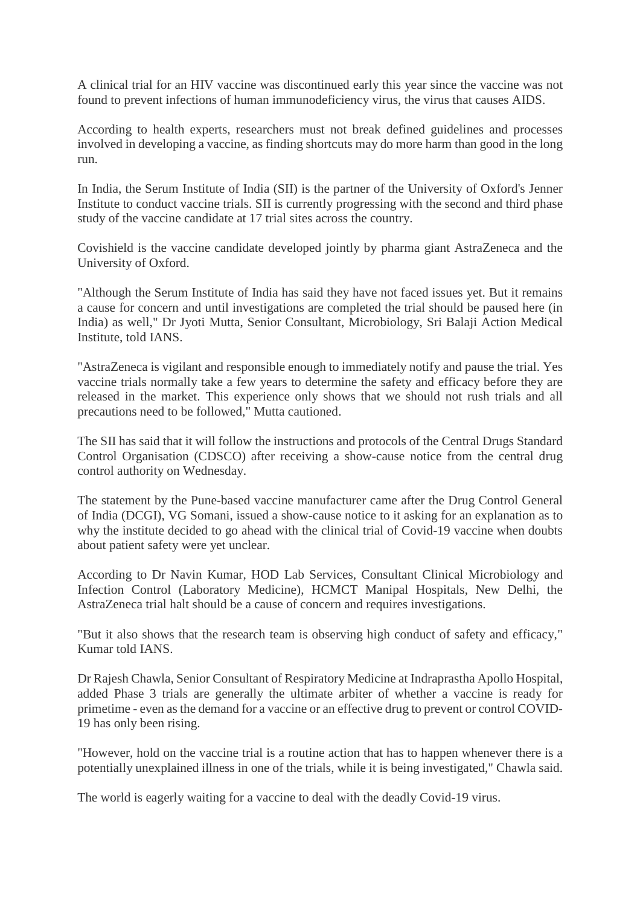A clinical trial for an HIV vaccine was discontinued early this year since the vaccine was not found to prevent infections of human immunodeficiency virus, the virus that causes AIDS.

According to health experts, researchers must not break defined guidelines and processes involved in developing a vaccine, as finding shortcuts may do more harm than good in the long run.

In India, the Serum Institute of India (SII) is the partner of the University of Oxford's Jenner Institute to conduct vaccine trials. SII is currently progressing with the second and third phase study of the vaccine candidate at 17 trial sites across the country.

Covishield is the vaccine candidate developed jointly by pharma giant AstraZeneca and the University of Oxford.

"Although the Serum Institute of India has said they have not faced issues yet. But it remains a cause for concern and until investigations are completed the trial should be paused here (in India) as well," Dr Jyoti Mutta, Senior Consultant, Microbiology, Sri Balaji Action Medical Institute, told IANS.

"AstraZeneca is vigilant and responsible enough to immediately notify and pause the trial. Yes vaccine trials normally take a few years to determine the safety and efficacy before they are released in the market. This experience only shows that we should not rush trials and all precautions need to be followed," Mutta cautioned.

The SII has said that it will follow the instructions and protocols of the Central Drugs Standard Control Organisation (CDSCO) after receiving a show-cause notice from the central drug control authority on Wednesday.

The statement by the Pune-based vaccine manufacturer came after the Drug Control General of India (DCGI), VG Somani, issued a show-cause notice to it asking for an explanation as to why the institute decided to go ahead with the clinical trial of Covid-19 vaccine when doubts about patient safety were yet unclear.

According to Dr Navin Kumar, HOD Lab Services, Consultant Clinical Microbiology and Infection Control (Laboratory Medicine), HCMCT Manipal Hospitals, New Delhi, the AstraZeneca trial halt should be a cause of concern and requires investigations.

"But it also shows that the research team is observing high conduct of safety and efficacy," Kumar told IANS.

Dr Rajesh Chawla, Senior Consultant of Respiratory Medicine at Indraprastha Apollo Hospital, added Phase 3 trials are generally the ultimate arbiter of whether a vaccine is ready for primetime - even as the demand for a vaccine or an effective drug to prevent or control COVID-19 has only been rising.

"However, hold on the vaccine trial is a routine action that has to happen whenever there is a potentially unexplained illness in one of the trials, while it is being investigated," Chawla said.

The world is eagerly waiting for a vaccine to deal with the deadly Covid-19 virus.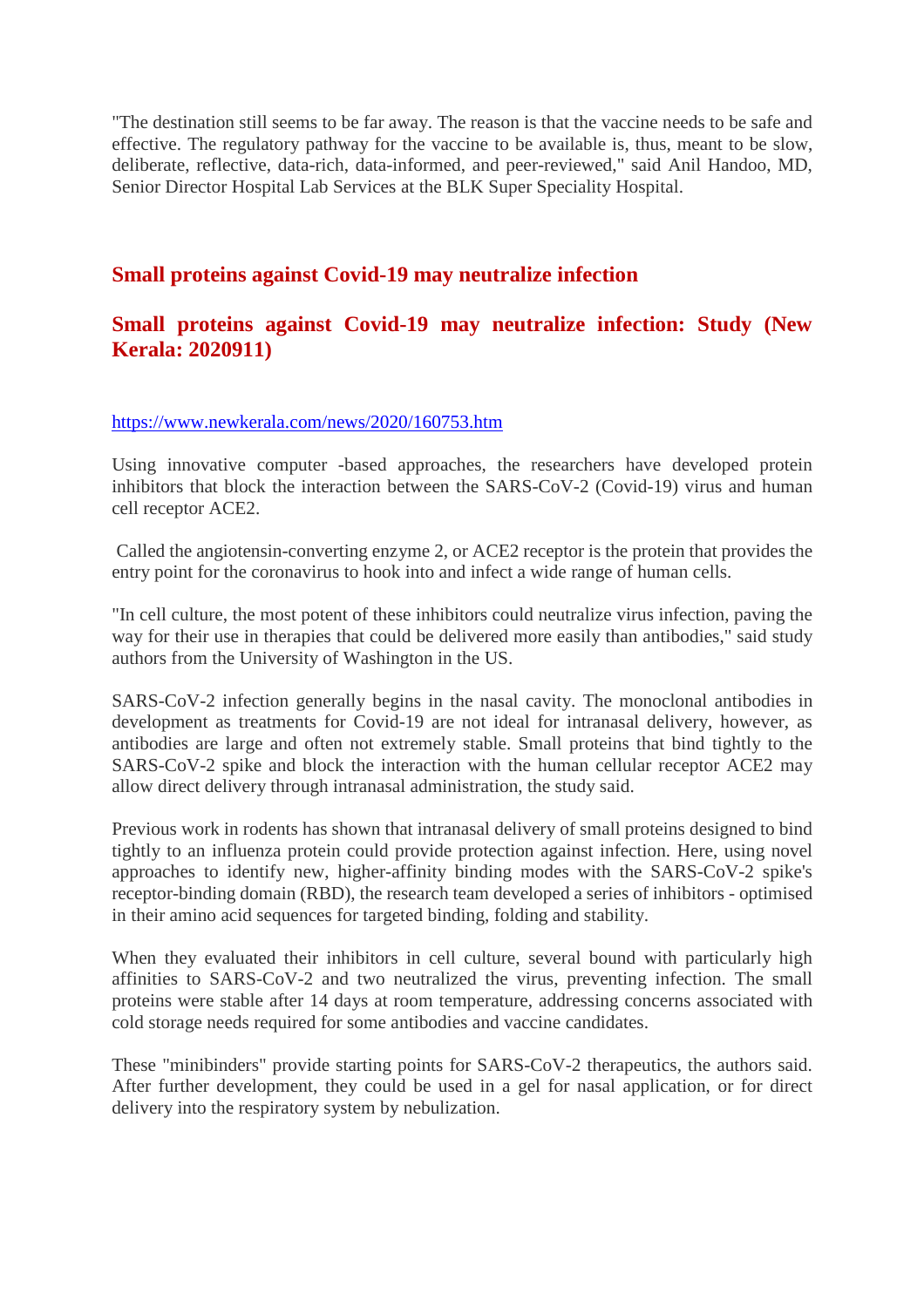"The destination still seems to be far away. The reason is that the vaccine needs to be safe and effective. The regulatory pathway for the vaccine to be available is, thus, meant to be slow, deliberate, reflective, data-rich, data-informed, and peer-reviewed," said Anil Handoo, MD, Senior Director Hospital Lab Services at the BLK Super Speciality Hospital.

## Small proteins against Covid-19 may neutralize infection

## Small proteins against Covid-19 may neutralize infection: Study (New Kerala: 2020911)

https://www.newkerala.com/news/2020/160753.htm

Using innovative computer -based approaches, the researchers have developed protein inhibitors that block the interaction between the SARS-CoV-2 (Covid-19) virus and human cell receptor ACE2.

Called the angiotensin-converting enzyme 2, or ACE2 receptor is the protein that provides the entry point for the coronavirus to hook into and infect a wide range of human cells.

"In cell culture, the most potent of these inhibitors could neutralize virus infection, paving the way for their use in therapies that could be delivered more easily than antibodies," said study authors from the University of Washington in the US.

SARS-CoV-2 infection generally begins in the nasal cavity. The monoclonal antibodies in development as treatments for Covid-19 are not ideal for intranasal delivery, however, as antibodies are large and often not extremely stable. Small proteins that bind tightly to the SARS-CoV-2 spike and block the interaction with the human cellular receptor ACE2 may allow direct delivery through intranasal administration, the study said.

Previous work in rodents has shown that intranasal delivery of small proteins designed to bind tightly to an influenza protein could provide protection against infection. Here, using novel approaches to identify new, higher-affinity binding modes with the SARS-CoV-2 spike's receptor-binding domain (RBD), the research team developed a series of inhibitors - optimised in their amino acid sequences for targeted binding, folding and stability.

When they evaluated their inhibitors in cell culture, several bound with particularly high affinities to SARS-CoV-2 and two neutralized the virus, preventing infection. The small proteins were stable after 14 days at room temperature, addressing concerns associated with cold storage needs required for some antibodies and vaccine candidates.

These "minibinders" provide starting points for SARS-CoV-2 therapeutics, the authors said. After further development, they could be used in a gel for nasal application, or for direct delivery into the respiratory system by nebulization.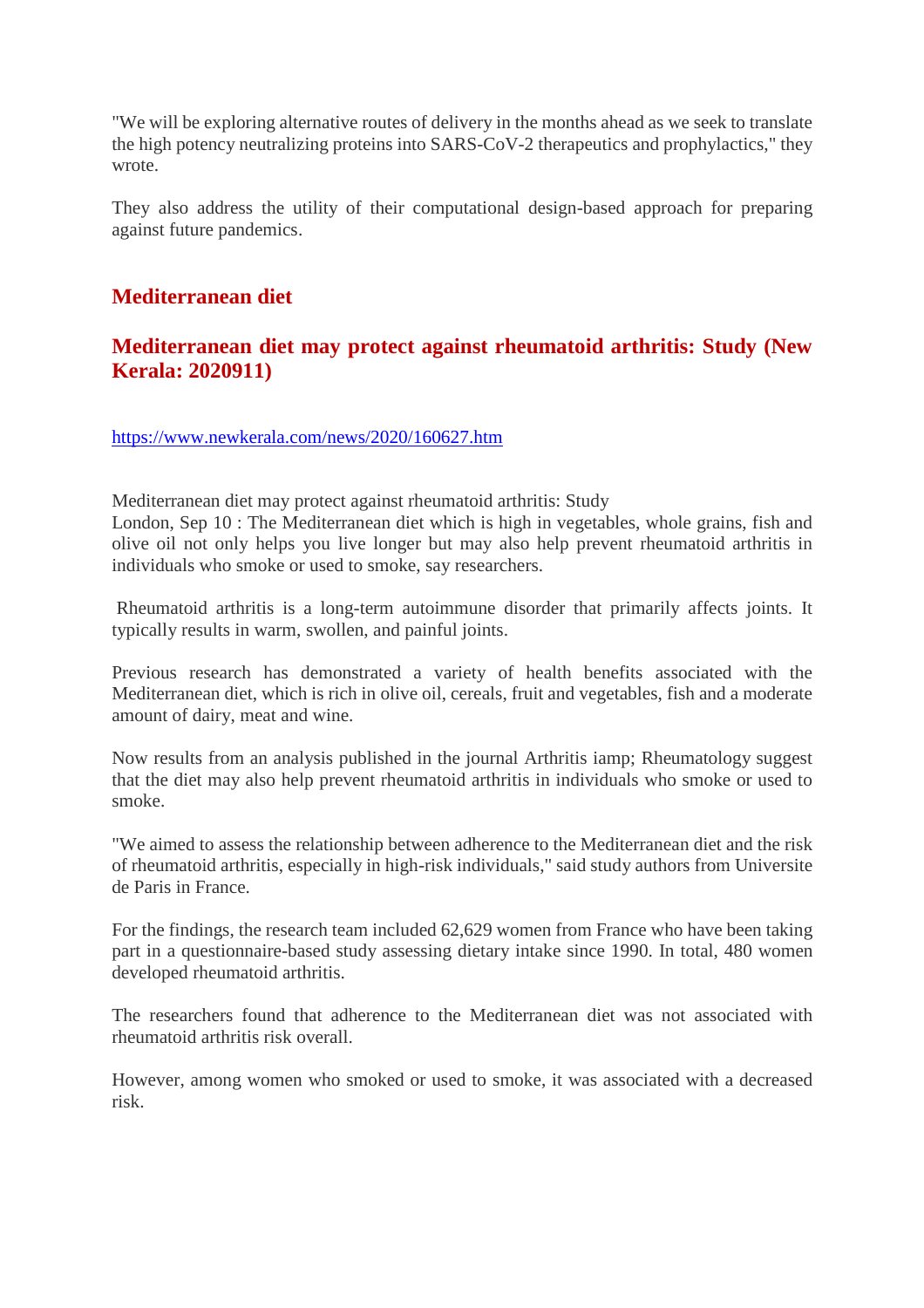"We will be exploring alternative routes of delivery in the months ahead as we seek to translate the high potency neutralizing proteins into SARS-CoV-2 therapeutics and prophylactics," they wrote.

They also address the utility of their computational design-based approach for preparing against future pandemics.

## Mediterranean diet

## Mediterranean diet may protect against rheumatoid arthritis: Study (New Kerala: 2020911)

https://www.newkerala.com/news/2020/160627.htm

Mediterranean diet may protect against rheumatoid arthritis: Study
London, Sep 10 : The Mediterranean diet which is high in vegetables, whole grains, fish and olive oil not only helps you live longer but may also help prevent rheumatoid arthritis in individuals who smoke or used to smoke, say researchers.

Rheumatoid arthritis is a long-term autoimmune disorder that primarily affects joints. It typically results in warm, swollen, and painful joints.

Previous research has demonstrated a variety of health benefits associated with the Mediterranean diet, which is rich in olive oil, cereals, fruit and vegetables, fish and a moderate amount of dairy, meat and wine.

Now results from an analysis published in the journal Arthritis iamp; Rheumatology suggest that the diet may also help prevent rheumatoid arthritis in individuals who smoke or used to smoke.

"We aimed to assess the relationship between adherence to the Mediterranean diet and the risk of rheumatoid arthritis, especially in high-risk individuals," said study authors from Universite de Paris in France.

For the findings, the research team included 62,629 women from France who have been taking part in a questionnaire-based study assessing dietary intake since 1990. In total, 480 women developed rheumatoid arthritis.

The researchers found that adherence to the Mediterranean diet was not associated with rheumatoid arthritis risk overall.

However, among women who smoked or used to smoke, it was associated with a decreased risk.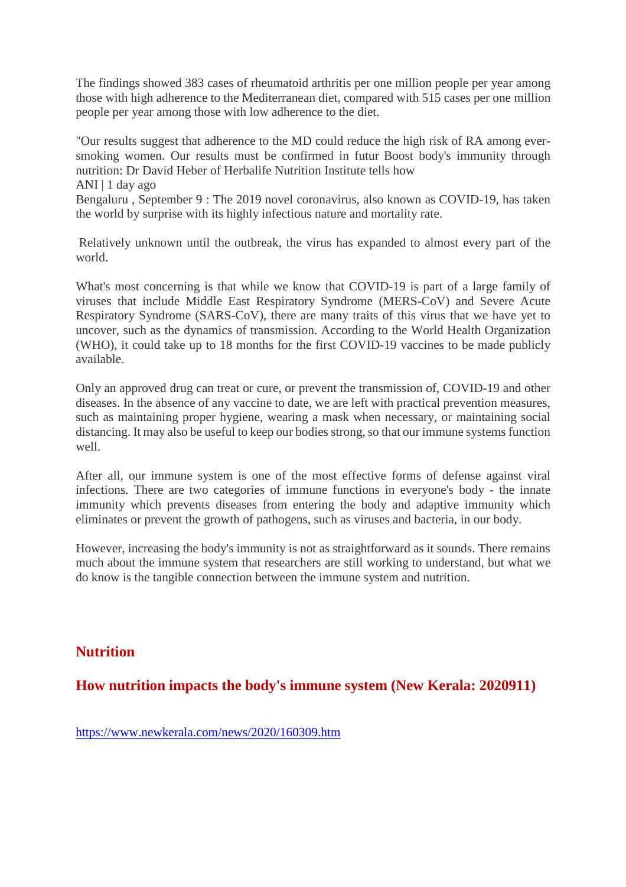The findings showed 383 cases of rheumatoid arthritis per one million people per year among those with high adherence to the Mediterranean diet, compared with 515 cases per one million people per year among those with low adherence to the diet.

"Our results suggest that adherence to the MD could reduce the high risk of RA among ever-smoking women. Our results must be confirmed in futur Boost body's immunity through nutrition: Dr David Heber of Herbalife Nutrition Institute tells how

ANI | 1 day ago

Bengaluru , September 9 : The 2019 novel coronavirus, also known as COVID-19, has taken the world by surprise with its highly infectious nature and mortality rate.

Relatively unknown until the outbreak, the virus has expanded to almost every part of the world.

What's most concerning is that while we know that COVID-19 is part of a large family of viruses that include Middle East Respiratory Syndrome (MERS-CoV) and Severe Acute Respiratory Syndrome (SARS-CoV), there are many traits of this virus that we have yet to uncover, such as the dynamics of transmission. According to the World Health Organization (WHO), it could take up to 18 months for the first COVID-19 vaccines to be made publicly available.

Only an approved drug can treat or cure, or prevent the transmission of, COVID-19 and other diseases. In the absence of any vaccine to date, we are left with practical prevention measures, such as maintaining proper hygiene, wearing a mask when necessary, or maintaining social distancing. It may also be useful to keep our bodies strong, so that our immune systems function well.

After all, our immune system is one of the most effective forms of defense against viral infections. There are two categories of immune functions in everyone's body - the innate immunity which prevents diseases from entering the body and adaptive immunity which eliminates or prevent the growth of pathogens, such as viruses and bacteria, in our body.

However, increasing the body's immunity is not as straightforward as it sounds. There remains much about the immune system that researchers are still working to understand, but what we do know is the tangible connection between the immune system and nutrition.

## Nutrition

## How nutrition impacts the body's immune system (New Kerala: 2020911)

https://www.newkerala.com/news/2020/160309.htm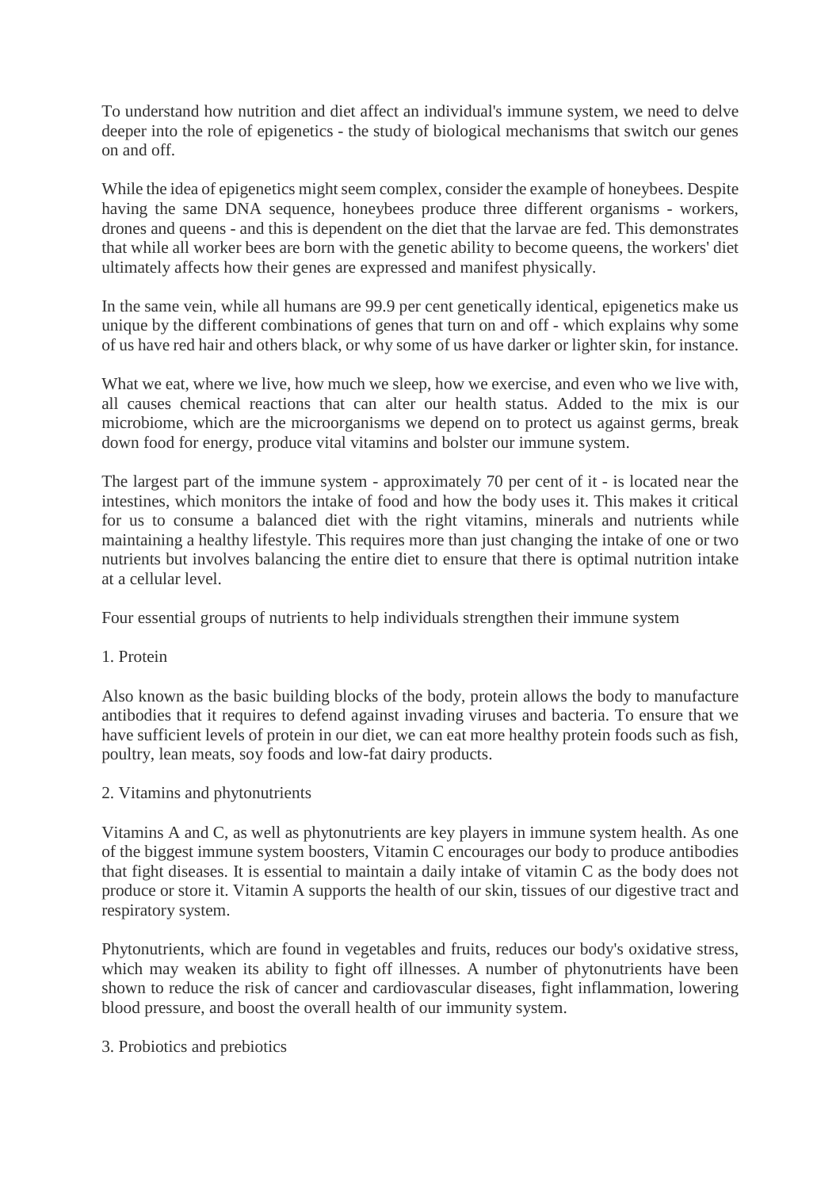To understand how nutrition and diet affect an individual's immune system, we need to delve deeper into the role of epigenetics - the study of biological mechanisms that switch our genes on and off.

While the idea of epigenetics might seem complex, consider the example of honeybees. Despite having the same DNA sequence, honeybees produce three different organisms - workers, drones and queens - and this is dependent on the diet that the larvae are fed. This demonstrates that while all worker bees are born with the genetic ability to become queens, the workers' diet ultimately affects how their genes are expressed and manifest physically.

In the same vein, while all humans are 99.9 per cent genetically identical, epigenetics make us unique by the different combinations of genes that turn on and off - which explains why some of us have red hair and others black, or why some of us have darker or lighter skin, for instance.

What we eat, where we live, how much we sleep, how we exercise, and even who we live with, all causes chemical reactions that can alter our health status. Added to the mix is our microbiome, which are the microorganisms we depend on to protect us against germs, break down food for energy, produce vital vitamins and bolster our immune system.

The largest part of the immune system - approximately 70 per cent of it - is located near the intestines, which monitors the intake of food and how the body uses it. This makes it critical for us to consume a balanced diet with the right vitamins, minerals and nutrients while maintaining a healthy lifestyle. This requires more than just changing the intake of one or two nutrients but involves balancing the entire diet to ensure that there is optimal nutrition intake at a cellular level.

Four essential groups of nutrients to help individuals strengthen their immune system

1. Protein

Also known as the basic building blocks of the body, protein allows the body to manufacture antibodies that it requires to defend against invading viruses and bacteria. To ensure that we have sufficient levels of protein in our diet, we can eat more healthy protein foods such as fish, poultry, lean meats, soy foods and low-fat dairy products.

2. Vitamins and phytonutrients

Vitamins A and C, as well as phytonutrients are key players in immune system health. As one of the biggest immune system boosters, Vitamin C encourages our body to produce antibodies that fight diseases. It is essential to maintain a daily intake of vitamin C as the body does not produce or store it. Vitamin A supports the health of our skin, tissues of our digestive tract and respiratory system.

Phytonutrients, which are found in vegetables and fruits, reduces our body's oxidative stress, which may weaken its ability to fight off illnesses. A number of phytonutrients have been shown to reduce the risk of cancer and cardiovascular diseases, fight inflammation, lowering blood pressure, and boost the overall health of our immunity system.

3. Probiotics and prebiotics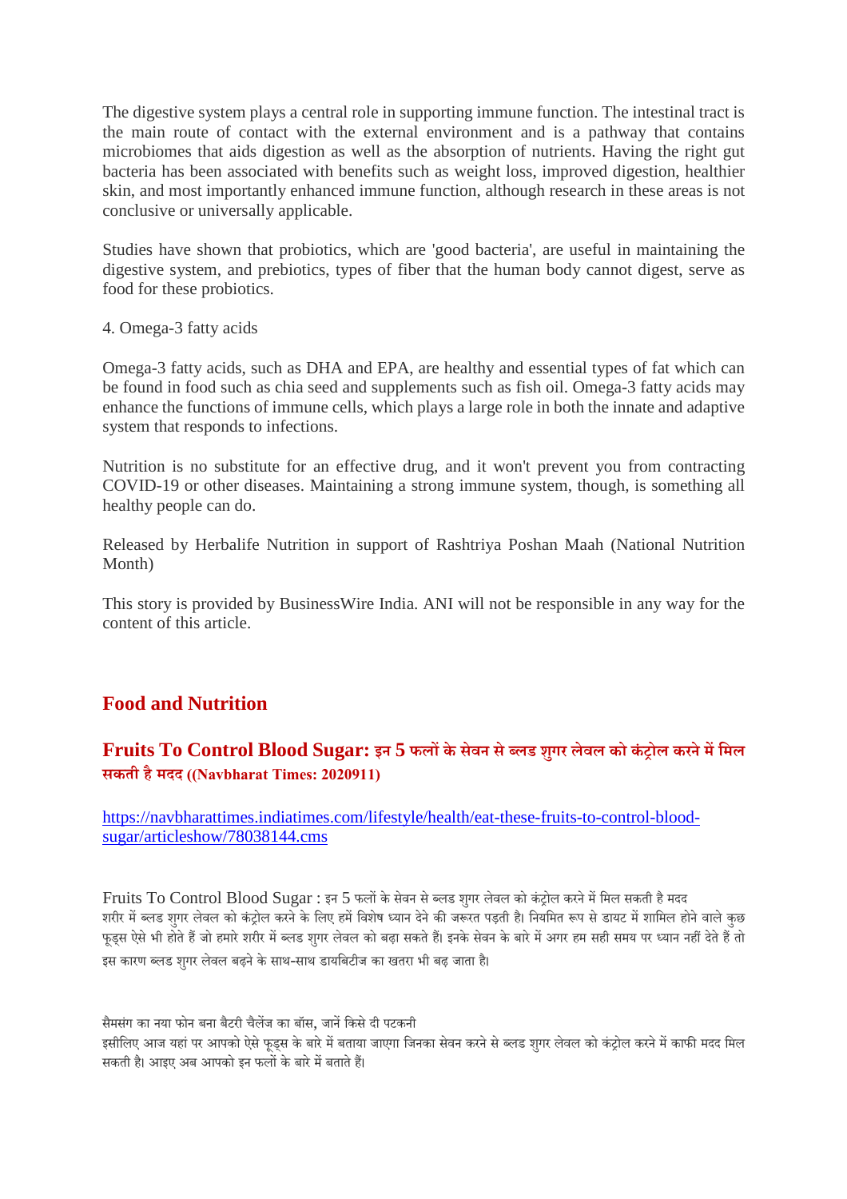The digestive system plays a central role in supporting immune function. The intestinal tract is the main route of contact with the external environment and is a pathway that contains microbiomes that aids digestion as well as the absorption of nutrients. Having the right gut bacteria has been associated with benefits such as weight loss, improved digestion, healthier skin, and most importantly enhanced immune function, although research in these areas is not conclusive or universally applicable.

Studies have shown that probiotics, which are 'good bacteria', are useful in maintaining the digestive system, and prebiotics, types of fiber that the human body cannot digest, serve as food for these probiotics.

4. Omega-3 fatty acids

Omega-3 fatty acids, such as DHA and EPA, are healthy and essential types of fat which can be found in food such as chia seed and supplements such as fish oil. Omega-3 fatty acids may enhance the functions of immune cells, which plays a large role in both the innate and adaptive system that responds to infections.

Nutrition is no substitute for an effective drug, and it won't prevent you from contracting COVID-19 or other diseases. Maintaining a strong immune system, though, is something all healthy people can do.

Released by Herbalife Nutrition in support of Rashtriya Poshan Maah (National Nutrition Month)

This story is provided by BusinessWire India. ANI will not be responsible in any way for the content of this article.

## Food and Nutrition

### Fruits To Control Blood Sugar: इन 5 फलों के सेवन से ब्लड शुगर लेवल को कंट्रोल करने में मिल सकती है मदद ((Navbharat Times: 2020911)

https://navbharattimes.indiatimes.com/lifestyle/health/eat-these-fruits-to-control-blood-sugar/articleshow/78038144.cms

Fruits To Control Blood Sugar : इन 5 फलों के सेवन से ब्लड शुगर लेवल को कंट्रोल करने में मिल सकती है मदद
शरीर में ब्लड शुगर लेवल को कंट्रोल करने के लिए हमें विशेष ध्यान देने की जरूरत पड़ती है। नियमित रूप से डायट में शामिल होने वाले कुछ फूड्स ऐसे भी होते हैं जो हमारे शरीर में ब्लड शुगर लेवल को बढ़ा सकते हैं। इनके सेवन के बारे में अगर हम सही समय पर ध्यान नहीं देते हैं तो इस कारण ब्लड शुगर लेवल बढ़ने के साथ-साथ डायबिटीज का खतरा भी बढ़ जाता है।

सैमसंग का नया फोन बना बैटरी चैलेंज का बॉस, जानें किसे दी पटकनी
इसीलिए आज यहां पर आपको ऐसे फूड्स के बारे में बताया जाएगा जिनका सेवन करने से ब्लड शुगर लेवल को कंट्रोल करने में काफी मदद मिल सकती है। आइए अब आपको इन फलों के बारे में बताते हैं।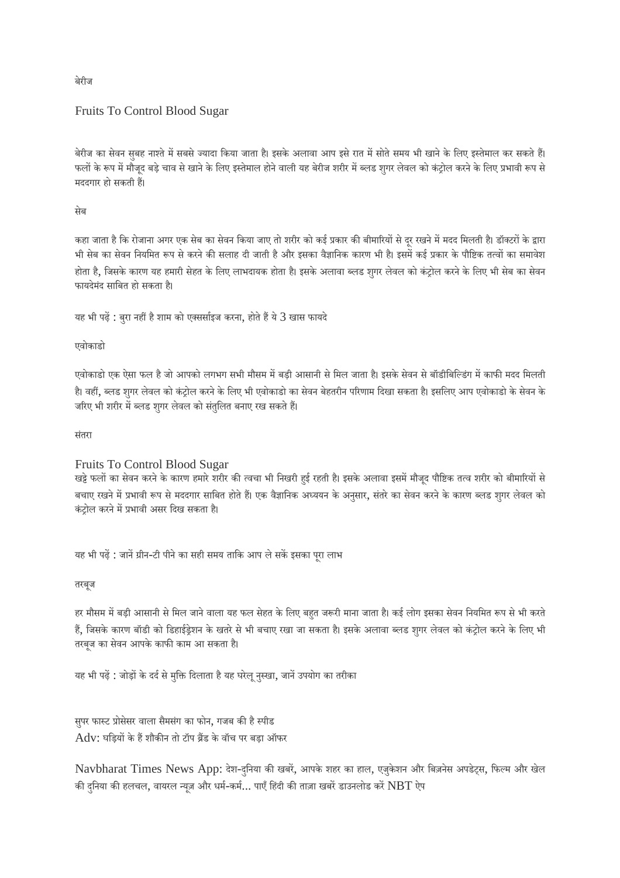बेरीज

Fruits To Control Blood Sugar

बेरीज का सेवन सुबह नाश्ते में सबसे ज्यादा किया जाता है। इसके अलावा आप इसे रात में सोते समय भी खाने के लिए इस्तेमाल कर सकते हैं। फलों के रूप में मौजूद बड़े चाव से खाने के लिए इस्तेमाल होने वाली यह बेरीज शरीर में ब्लड शुगर लेवल को कंट्रोल करने के लिए प्रभावी रूप से मददगार हो सकती हैं।

सेब

कहा जाता है कि रोजाना अगर एक सेब का सेवन किया जाए तो शरीर को कई प्रकार की बीमारियों से दूर रखने में मदद मिलती है। डॉक्टरों के द्वारा भी सेब का सेवन नियमित रूप से करने की सलाह दी जाती है और इसका वैज्ञानिक कारण भी है। इसमें कई प्रकार के पौष्टिक तत्वों का समावेश होता है, जिसके कारण यह हमारी सेहत के लिए लाभदायक होता है। इसके अलावा ब्लड शुगर लेवल को कंट्रोल करने के लिए भी सेब का सेवन फायदेमंद साबित हो सकता है।

यह भी पढ़ें : बुरा नहीं है शाम को एक्सर्साइज करना, होते हैं ये 3 खास फायदे

एवोकाडो

एवोकाडो एक ऐसा फल है जो आपको लगभग सभी मौसम में बड़ी आसानी से मिल जाता है। इसके सेवन से बॉडीबिल्डिंग में काफी मदद मिलती है। वहीं, ब्लड शुगर लेवल को कंट्रोल करने के लिए भी एवोकाडो का सेवन बेहतरीन परिणाम दिखा सकता है। इसलिए आप एवोकाडो के सेवन के जरिए भी शरीर में ब्लड शुगर लेवल को संतुलित बनाए रख सकते हैं।

संतरा

Fruits To Control Blood Sugar

खट्टे फलों का सेवन करने के कारण हमारे शरीर की त्वचा भी निखरी हुई रहती है। इसके अलावा इसमें मौजूद पौष्टिक तत्व शरीर को बीमारियों से बचाए रखने में प्रभावी रूप से मददगार साबित होते हैं। एक वैज्ञानिक अध्ययन के अनुसार, संतरे का सेवन करने के कारण ब्लड शुगर लेवल को कंट्रोल करने में प्रभावी असर दिख सकता है।

यह भी पढ़ें : जानें ग्रीन-टी पीने का सही समय ताकि आप ले सकें इसका पूरा लाभ

तरबूज

हर मौसम में बड़ी आसानी से मिल जाने वाला यह फल सेहत के लिए बहुत जरूरी माना जाता है। कई लोग इसका सेवन नियमित रूप से भी करते हैं, जिसके कारण बॉडी को डिहाईड्रेशन के खतरे से भी बचाए रखा जा सकता है। इसके अलावा ब्लड शुगर लेवल को कंट्रोल करने के लिए भी तरबूज का सेवन आपके काफी काम आ सकता है।

यह भी पढ़ें : जोड़ों के दर्द से मुक्ति दिलाता है यह घरेलू नुस्खा, जानें उपयोग का तरीका

सुपर फास्ट प्रोसेसर वाला सैमसंग का फोन, गजब की है स्पीड

Adv: घड़ियों के हैं शौकीन तो टॉप ब्रैंड के वॉच पर बड़ा ऑफर

Navbharat Times News App: देश-दुनिया की खबरें, आपके शहर का हाल, एजुकेशन और बिज़नेस अपडेट्स, फिल्म और खेल की दुनिया की हलचल, वायरल न्यूज़ और धर्म-कर्म... पाएँ हिंदी की ताज़ा खबरें डाउनलोड करें NBT ऐप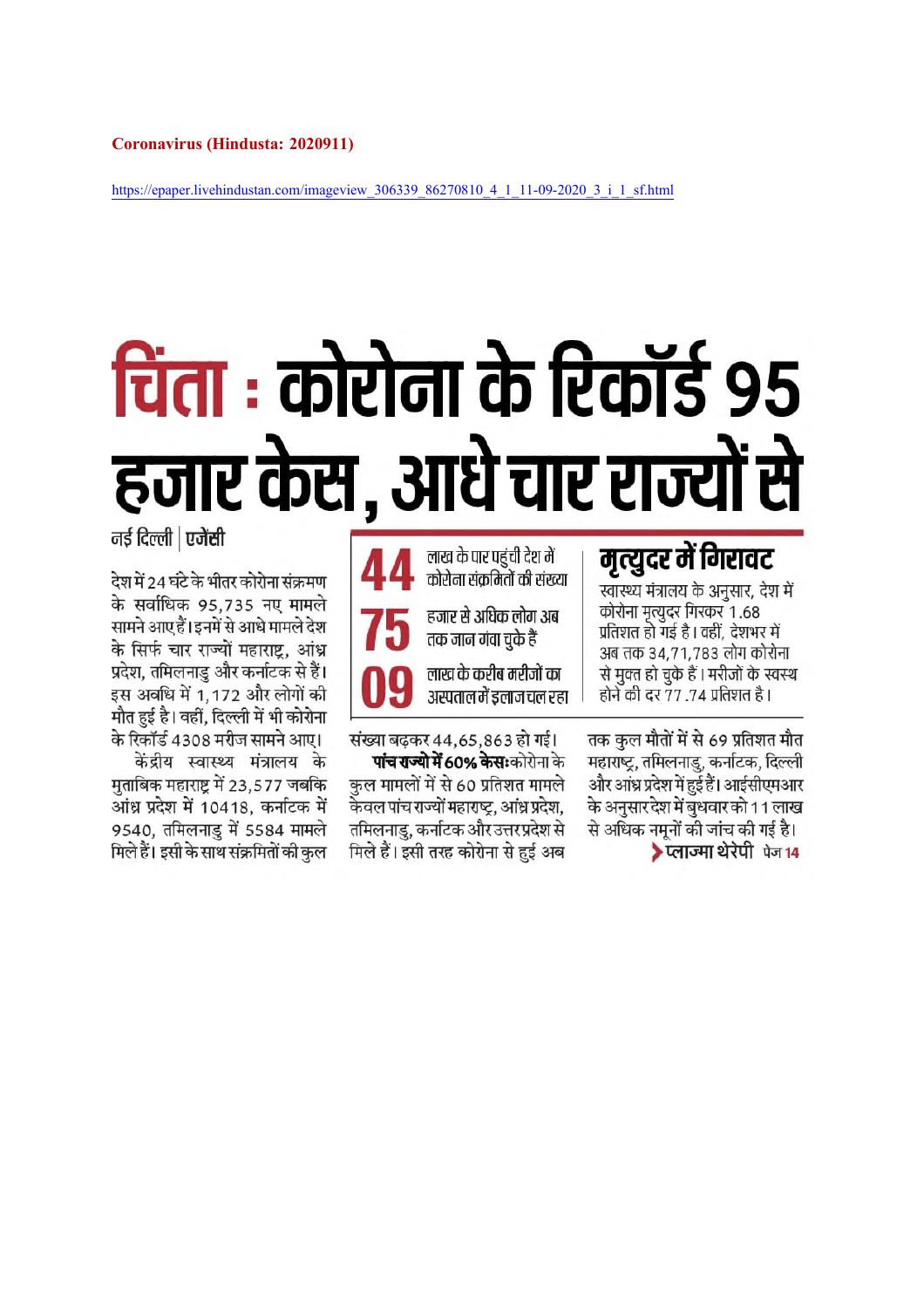**Coronavirus (Hindusta: 2020911)**

https://epaper.livehindustan.com/imageview_306339_86270810_4_1_11-09-2020_3_i_1_sf.html

# चिंता : कोरोना के रिकॉर्ड 95 हजार केस, आधे चार राज्यों से

नई दिल्ली | एजेंसी

देश में 24 घंटे के भीतर कोरोना संक्रमण के सर्वाधिक 95,735 नए मामले सामने आए हैं। इनमें से आधे मामले देश के सिर्फ चार राज्यों महाराष्ट्र, आंध्र प्रदेश, तमिलनाडु और कर्नाटक से हैं। इस अवधि में 1,172 और लोगों की मौत हुई है। वहीं, दिल्ली में भी कोरोना के रिकॉर्ड 4308 मरीज सामने आए।

केंद्रीय स्वास्थ्य मंत्रालय के मुताबिक महाराष्ट्र में 23,577 जबकि आंध्र प्रदेश में 10418, कर्नाटक में 9540, तमिलनाडु में 5584 मामले मिले हैं। इसी के साथ संक्रमितों की कुल संख्या बढ़कर 44,65,863 हो गई।

**पांच राज्यों में 60% केसः** कोरोना के कुल मामलों में से 60 प्रतिशत मामले केवल पांच राज्यों महाराष्ट्र, आंध्र प्रदेश, तमिलनाडु, कर्नाटक और उत्तरप्रदेश से मिले हैं। इसी तरह कोरोना से हुई अब तक कुल मौतों में से 69 प्रतिशत मौत महाराष्ट्र, तमिलनाडु, कर्नाटक, दिल्ली और आंध्र प्रदेश में हुई हैं। आईसीएमआर के अनुसार देश में बुधवार को 11 लाख से अधिक नमूनों की जांच की गई है।

**44** लाख के पार पहुंची देश में कोरोना संक्रमितों की संख्या

**75** हजार से अधिक लोग अब तक जान गंवा चुके हैं

**09** लाख के करीब मरीजों का अस्पताल में इलाज चल रहा

## मृत्युदर में गिरावट

स्वास्थ्य मंत्रालय के अनुसार, देश में कोरोना मृत्युदर गिरकर 1.68 प्रतिशत हो गई है। वहीं, देशभर में अब तक 34,71,783 लोग कोरोना से मुक्त हो चुके हैं। मरीजों के स्वस्थ होने की दर 77.74 प्रतिशत है।

**प्लाज्मा थेरेपी** पेज 14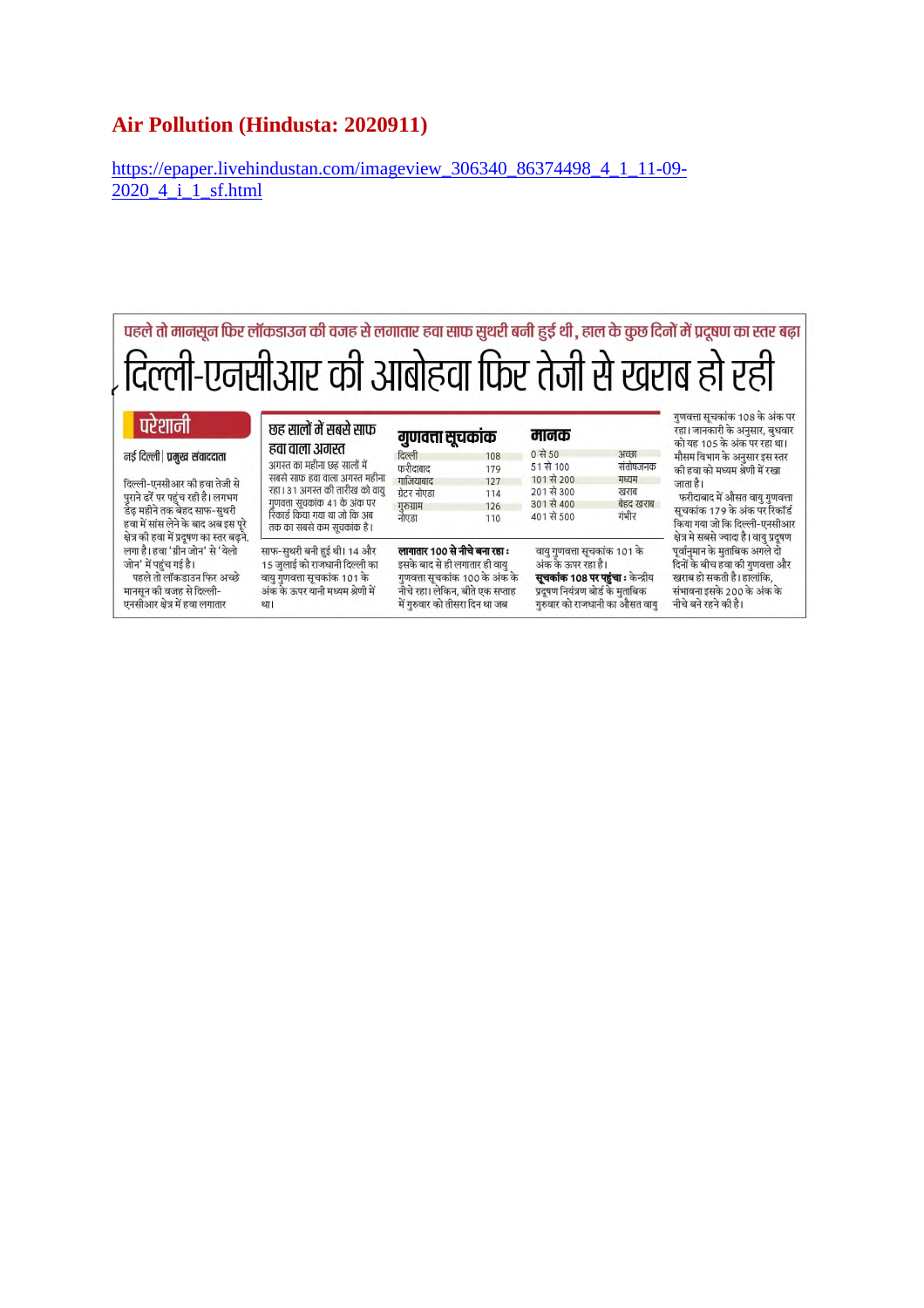# Air Pollution (Hindusta: 2020911)

https://epaper.livehindustan.com/imageview_306340_86374498_4_1_11-09-2020_4_i_1_sf.html

पहले तो मानसून फिर लॉकडाउन की वजह से लगातार हवा साफ सुथरी बनी हुई थी, हाल के कुछ दिनों में प्रदूषण का स्तर बढ़ा

# दिल्ली-एनसीआर की आबोहवा फिर तेजी से खराब हो रही

## परेशानी

**नई दिल्ली | प्रमुख संवाददाता**

दिल्ली-एनसीआर की हवा तेजी से पुराने ढर्रे पर पहुंच रही है। लगभग डेढ़ महीने तक बेहद साफ-सुथरी हवा में सांस लेने के बाद अब इस पूरे क्षेत्र की हवा में प्रदूषण का स्तर बढ़ने लगा है। हवा 'ग्रीन जोन' से 'येलो जोन' में पहुंच गई है।

पहले तो लॉकडाउन फिर अच्छे मानसून की वजह से दिल्ली-एनसीआर क्षेत्र में हवा लगातार साफ-सुथरी बनी हुई थी। 14 और 15 जुलाई को राजधानी दिल्ली का वायु गुणवत्ता सूचकांक 101 के अंक के ऊपर यानी मध्यम श्रेणी में था।

### छह सालों में सबसे साफ हवा वाला अगस्त

अगस्त का महीना छह सालों में सबसे साफ हवा वाला अगस्त महीना रहा। 31 अगस्त की तारीख को वायु गुणवत्ता सूचकांक 41 के अंक पर रिकार्ड किया गया था जो कि अब तक का सबसे कम सूचकांक है।

### गुणवत्ता सूचकांक

| | |
|---|---|
| दिल्ली | 108 |
| फरीदाबाद | 179 |
| गाजियाबाद | 127 |
| ग्रेटर नोएडा | 114 |
| गुरुग्राम | 126 |
| नोएडा | 110 |

### मानक

| | |
|---|---|
| 0 से 50 | अच्छा |
| 51 से 100 | संतोषजनक |
| 101 से 200 | मध्यम |
| 201 से 300 | खराब |
| 301 से 400 | बेहद खराब |
| 401 से 500 | गंभीर |

**लगातार 100 से नीचे बना रहा :** इसके बाद से ही लगातार ही वायु गुणवत्ता सूचकांक 100 के अंक के नीचे रहा। लेकिन, बीते एक सप्ताह में गुरुवार को तीसरा दिन था जब वायु गुणवत्ता सूचकांक 101 के अंक के ऊपर रहा है।

**सूचकांक 108 पर पहुंचा :** केन्द्रीय प्रदूषण नियंत्रण बोर्ड के मुताबिक गुरुवार को राजधानी का औसत वायु गुणवत्ता सूचकांक 108 के अंक पर रहा। जानकारी के अनुसार, बुधवार को यह 105 के अंक पर रहा था। मौसम विभाग के अनुसार इस स्तर की हवा को मध्यम श्रेणी में रखा जाता है।

फरीदाबाद में औसत वायु गुणवत्ता सूचकांक 179 के अंक पर रिकॉर्ड किया गया जो कि दिल्ली-एनसीआर क्षेत्र मे सबसे ज्यादा है। वायु प्रदूषण पूर्वानुमान के मुताबिक अगले दो दिनों के बीच हवा की गुणवत्ता और खराब हो सकती है। हालांकि, संभावना इसके 200 के अंक से नीचे बने रहने की है।